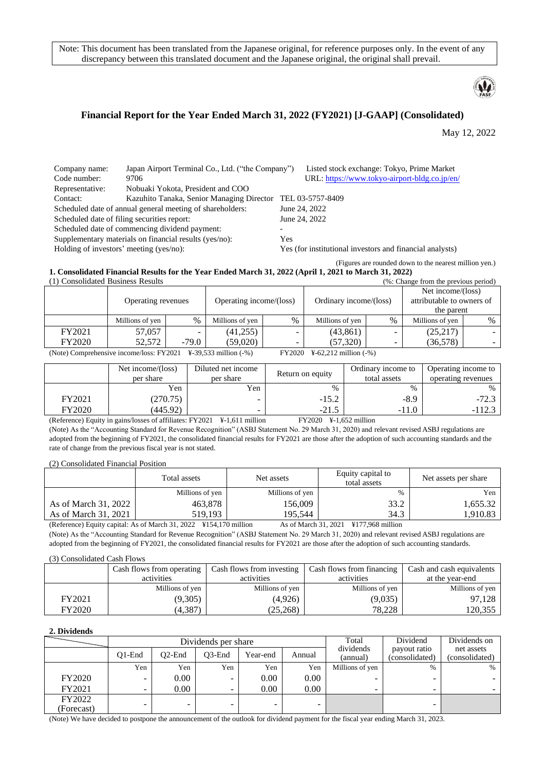Note: This document has been translated from the Japanese original, for reference purposes only. In the event of any discrepancy between this translated document and the Japanese original, the original shall prevail.

# Financial Report for the Year Ended March 31, 2022 (FY2021) [J-GAAP] (Consolidated)

May 12, 2022

| | | | |
|---|---|---|---|
| Company name: | Japan Airport Terminal Co., Ltd. ("the Company") | Listed stock exchange: Tokyo, Prime Market | |
| Code number: | 9706 | URL: https://www.tokyo-airport-bldg.co.jp/en/ | |
| Representative: | Nobuaki Yokota, President and COO | | |
| Contact: | Kazuhito Tanaka, Senior Managing Director | TEL 03-5757-8409 | |

Scheduled date of annual general meeting of shareholders: June 24, 2022
Scheduled date of filing securities report: June 24, 2022
Scheduled date of commencing dividend payment: -
Supplementary materials on financial results (yes/no): Yes
Holding of investors' meeting (yes/no): Yes (for institutional investors and financial analysts)

(Figures are rounded down to the nearest million yen.)

## 1. Consolidated Financial Results for the Year Ended March 31, 2022 (April 1, 2021 to March 31, 2022)

### (1) Consolidated Business Results

(%: Change from the previous period)

| | Operating revenues | | Operating income/(loss) | | Ordinary income/(loss) | | Net income/(loss) attributable to owners of the parent | |
|---|---|---|---|---|---|---|---|---|
| | Millions of yen | % | Millions of yen | % | Millions of yen | % | Millions of yen | % |
| FY2021 | 57,057 | - | (41,255) | - | (43,861) | - | (25,217) | - |
| FY2020 | 52,572 | -79.0 | (59,020) | - | (57,320) | - | (36,578) | - |

(Note) Comprehensive income/loss: FY2021 ¥-39,533 million (-%) FY2020 ¥-62,212 million (-%)

| | Net income/(loss) per share | Diluted net income per share | Return on equity | Ordinary income to total assets | Operating income to operating revenues |
|---|---|---|---|---|---|
| | Yen | Yen | % | % | % |
| FY2021 | (270.75) | - | -15.2 | -8.9 | -72.3 |
| FY2020 | (445.92) | - | -21.5 | -11.0 | -112.3 |

(Reference) Equity in gains/losses of affiliates: FY2021 ¥-1,611 million FY2020 ¥-1,652 million

(Note) As the "Accounting Standard for Revenue Recognition" (ASBJ Statement No. 29 March 31, 2020) and relevant revised ASBJ regulations are adopted from the beginning of FY2021, the consolidated financial results for FY2021 are those after the adoption of such accounting standards and the rate of change from the previous fiscal year is not stated.

### (2) Consolidated Financial Position

| | Total assets | Net assets | Equity capital to total assets | Net assets per share |
|---|---|---|---|---|
| | Millions of yen | Millions of yen | % | Yen |
| As of March 31, 2022 | 463,878 | 156,009 | 33.2 | 1,655.32 |
| As of March 31, 2021 | 519,193 | 195,544 | 34.3 | 1,910.83 |

(Reference) Equity capital: As of March 31, 2022 ¥154,170 million As of March 31, 2021 ¥177,968 million

(Note) As the "Accounting Standard for Revenue Recognition" (ASBJ Statement No. 29 March 31, 2020) and relevant revised ASBJ regulations are adopted from the beginning of FY2021, the consolidated financial results for FY2021 are those after the adoption of such accounting standards.

### (3) Consolidated Cash Flows

| | Cash flows from operating activities | Cash flows from investing activities | Cash flows from financing activities | Cash and cash equivalents at the year-end |
|---|---|---|---|---|
| | Millions of yen | Millions of yen | Millions of yen | Millions of yen |
| FY2021 | (9,305) | (4,926) | (9,035) | 97,128 |
| FY2020 | (4,387) | (25,268) | 78,228 | 120,355 |

## 2. Dividends

| | Dividends per share | | | | | Total dividends (annual) | Dividend payout ratio (consolidated) | Dividends on net assets (consolidated) |
|---|---|---|---|---|---|---|---|---|
| | Q1-End | Q2-End | Q3-End | Year-end | Annual | | | |
| | Yen | Yen | Yen | Yen | Yen | Millions of yen | % | % |
| FY2020 | - | 0.00 | - | 0.00 | 0.00 | - | - | - |
| FY2021 | - | 0.00 | - | 0.00 | 0.00 | - | - | - |
| FY2022 (Forecast) | - | - | - | - | - | | - | |

(Note) We have decided to postpone the announcement of the outlook for dividend payment for the fiscal year ending March 31, 2023.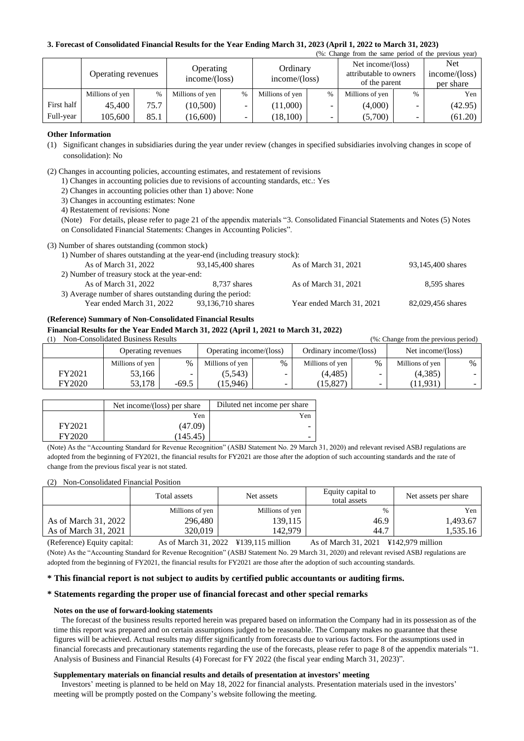**3. Forecast of Consolidated Financial Results for the Year Ending March 31, 2023 (April 1, 2022 to March 31, 2023)**

(%: Change from the same period of the previous year)

| | Operating revenues | | Operating income/(loss) | | Ordinary income/(loss) | | Net income/(loss) attributable to owners of the parent | | Net income/(loss) per share |
|---|---|---|---|---|---|---|---|---|---|
| | Millions of yen | % | Millions of yen | % | Millions of yen | % | Millions of yen | % | Yen |
| First half | 45,400 | 75.7 | (10,500) | - | (11,000) | - | (4,000) | - | (42.95) |
| Full-year | 105,600 | 85.1 | (16,600) | - | (18,100) | - | (5,700) | - | (61.20) |

**Other Information**

(1) Significant changes in subsidiaries during the year under review (changes in specified subsidiaries involving changes in scope of consolidation): No

(2) Changes in accounting policies, accounting estimates, and restatement of revisions

1) Changes in accounting policies due to revisions of accounting standards, etc.: Yes

2) Changes in accounting policies other than 1) above: None

3) Changes in accounting estimates: None

4) Restatement of revisions: None

(Note) For details, please refer to page 21 of the appendix materials "3. Consolidated Financial Statements and Notes (5) Notes on Consolidated Financial Statements: Changes in Accounting Policies".

(3) Number of shares outstanding (common stock)

1) Number of shares outstanding at the year-end (including treasury stock):

| As of March 31, 2022 | 93,145,400 shares | As of March 31, 2021 | 93,145,400 shares |
|---|---|---|---|

2) Number of treasury stock at the year-end:

| As of March 31, 2022 | 8,737 shares | As of March 31, 2021 | 8,595 shares |
|---|---|---|---|

3) Average number of shares outstanding during the period:

| Year ended March 31, 2022 | 93,136,710 shares | Year ended March 31, 2021 | 82,029,456 shares |
|---|---|---|---|

**(Reference) Summary of Non-Consolidated Financial Results**

**Financial Results for the Year Ended March 31, 2022 (April 1, 2021 to March 31, 2022)**

(1) Non-Consolidated Business Results

(%: Change from the previous period)

| | Operating revenues | | Operating income/(loss) | | Ordinary income/(loss) | | Net income/(loss) | |
|---|---|---|---|---|---|---|---|---|
| | Millions of yen | % | Millions of yen | % | Millions of yen | % | Millions of yen | % |
| FY2021 | 53,166 | - | (5,543) | - | (4,485) | - | (4,385) | - |
| FY2020 | 53,178 | -69.5 | (15,946) | - | (15,827) | - | (11,931) | - |

| | Net income/(loss) per share | Diluted net income per share |
|---|---|---|
| | Yen | Yen |
| FY2021 | (47.09) | - |
| FY2020 | (145.45) | - |

(Note) As the "Accounting Standard for Revenue Recognition" (ASBJ Statement No. 29 March 31, 2020) and relevant revised ASBJ regulations are adopted from the beginning of FY2021, the financial results for FY2021 are those after the adoption of such accounting standards and the rate of change from the previous fiscal year is not stated.

(2) Non-Consolidated Financial Position

| | Total assets | Net assets | Equity capital to total assets | Net assets per share |
|---|---|---|---|---|
| | Millions of yen | Millions of yen | % | Yen |
| As of March 31, 2022 | 296,480 | 139,115 | 46.9 | 1,493.67 |
| As of March 31, 2021 | 320,019 | 142,979 | 44.7 | 1,535.16 |

(Reference) Equity capital: As of March 31, 2022 ¥139,115 million As of March 31, 2021 ¥142,979 million

(Note) As the "Accounting Standard for Revenue Recognition" (ASBJ Statement No. 29 March 31, 2020) and relevant revised ASBJ regulations are adopted from the beginning of FY2021, the financial results for FY2021 are those after the adoption of such accounting standards.

**\* This financial report is not subject to audits by certified public accountants or auditing firms.**

**\* Statements regarding the proper use of financial forecast and other special remarks**

**Notes on the use of forward-looking statements**

The forecast of the business results reported herein was prepared based on information the Company had in its possession as of the time this report was prepared and on certain assumptions judged to be reasonable. The Company makes no guarantee that these figures will be achieved. Actual results may differ significantly from forecasts due to various factors. For the assumptions used in financial forecasts and precautionary statements regarding the use of the forecasts, please refer to page 8 of the appendix materials "1. Analysis of Business and Financial Results (4) Forecast for FY 2022 (the fiscal year ending March 31, 2023)".

**Supplementary materials on financial results and details of presentation at investors' meeting**

Investors' meeting is planned to be held on May 18, 2022 for financial analysts. Presentation materials used in the investors' meeting will be promptly posted on the Company's website following the meeting.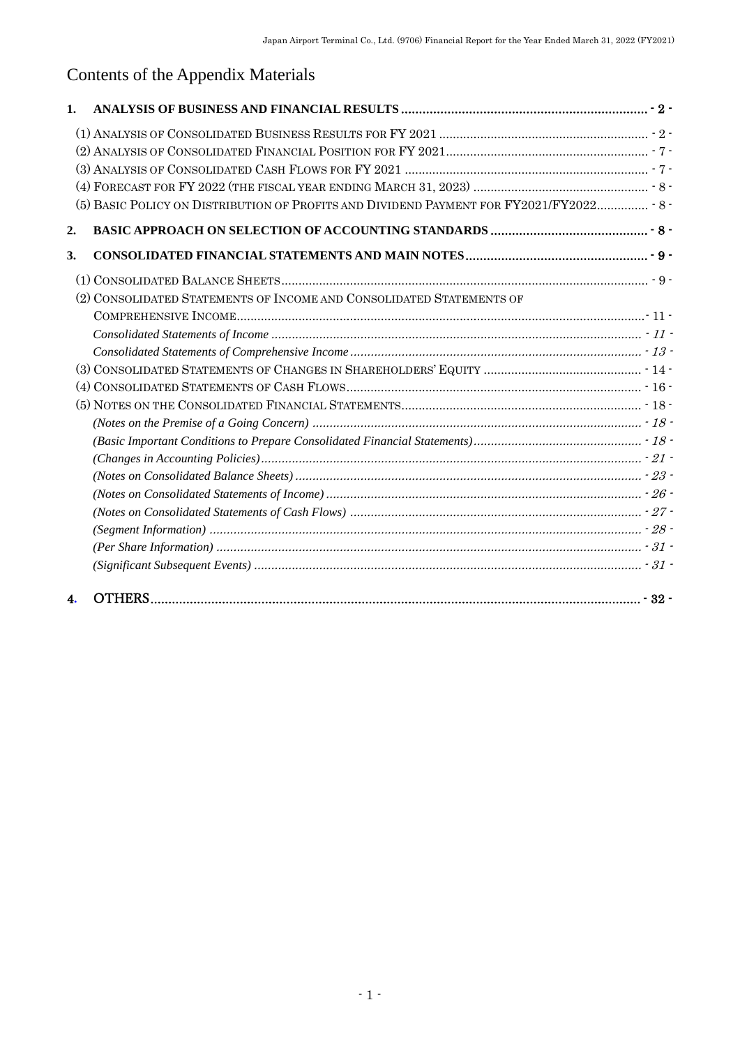# Contents of the Appendix Materials

**1. ANALYSIS OF BUSINESS AND FINANCIAL RESULTS ..................... - 2 -**

(1) ANALYSIS OF CONSOLIDATED BUSINESS RESULTS FOR FY 2021 ..................... - 2 -
(2) ANALYSIS OF CONSOLIDATED FINANCIAL POSITION FOR FY 2021 ..................... - 7 -
(3) ANALYSIS OF CONSOLIDATED CASH FLOWS FOR FY 2021 ..................... - 7 -
(4) FORECAST FOR FY 2022 (THE FISCAL YEAR ENDING MARCH 31, 2023) ..................... - 8 -
(5) BASIC POLICY ON DISTRIBUTION OF PROFITS AND DIVIDEND PAYMENT FOR FY2021/FY2022 ..................... - 8 -

**2. BASIC APPROACH ON SELECTION OF ACCOUNTING STANDARDS ..................... - 8 -**

**3. CONSOLIDATED FINANCIAL STATEMENTS AND MAIN NOTES ..................... - 9 -**

(1) CONSOLIDATED BALANCE SHEETS ..................... - 9 -
(2) CONSOLIDATED STATEMENTS OF INCOME AND CONSOLIDATED STATEMENTS OF COMPREHENSIVE INCOME ..................... - 11 -
*Consolidated Statements of Income ..................... - 11 -*
*Consolidated Statements of Comprehensive Income ..................... - 13 -*
(3) CONSOLIDATED STATEMENTS OF CHANGES IN SHAREHOLDERS' EQUITY ..................... - 14 -
(4) CONSOLIDATED STATEMENTS OF CASH FLOWS ..................... - 16 -
(5) NOTES ON THE CONSOLIDATED FINANCIAL STATEMENTS ..................... - 18 -
*(Notes on the Premise of a Going Concern) ..................... - 18 -*
*(Basic Important Conditions to Prepare Consolidated Financial Statements) ..................... - 18 -*
*(Changes in Accounting Policies) ..................... - 21 -*
*(Notes on Consolidated Balance Sheets) ..................... - 23 -*
*(Notes on Consolidated Statements of Income) ..................... - 26 -*
*(Notes on Consolidated Statements of Cash Flows) ..................... - 27 -*
*(Segment Information) ..................... - 28 -*
*(Per Share Information) ..................... - 31 -*
*(Significant Subsequent Events) ..................... - 31 -*

**4. OTHERS ..................... - 32 -**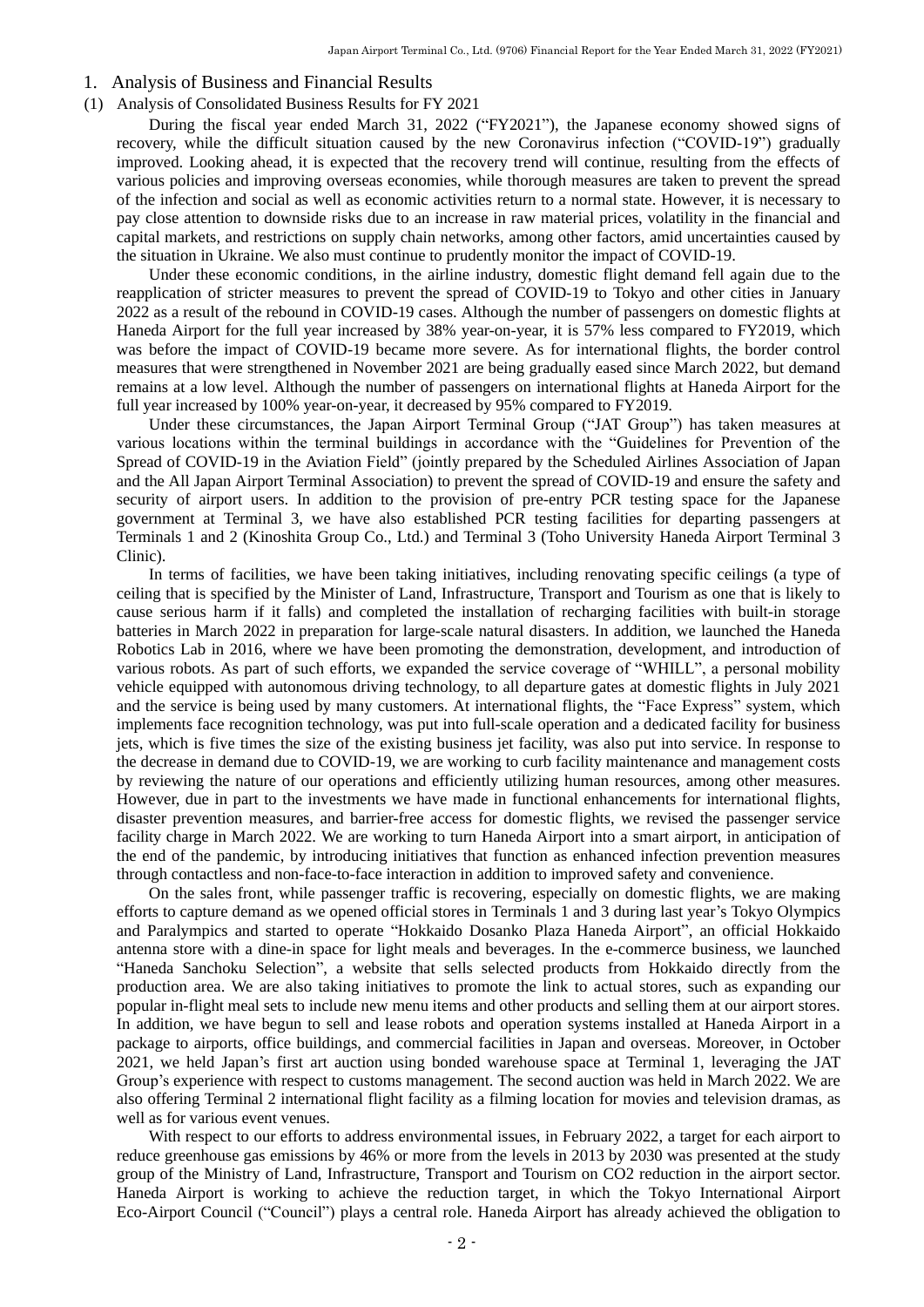## 1. Analysis of Business and Financial Results

### (1) Analysis of Consolidated Business Results for FY 2021

During the fiscal year ended March 31, 2022 ("FY2021"), the Japanese economy showed signs of recovery, while the difficult situation caused by the new Coronavirus infection ("COVID-19") gradually improved. Looking ahead, it is expected that the recovery trend will continue, resulting from the effects of various policies and improving overseas economies, while thorough measures are taken to prevent the spread of the infection and social as well as economic activities return to a normal state. However, it is necessary to pay close attention to downside risks due to an increase in raw material prices, volatility in the financial and capital markets, and restrictions on supply chain networks, among other factors, amid uncertainties caused by the situation in Ukraine. We also must continue to prudently monitor the impact of COVID-19.

Under these economic conditions, in the airline industry, domestic flight demand fell again due to the reapplication of stricter measures to prevent the spread of COVID-19 to Tokyo and other cities in January 2022 as a result of the rebound in COVID-19 cases. Although the number of passengers on domestic flights at Haneda Airport for the full year increased by 38% year-on-year, it is 57% less compared to FY2019, which was before the impact of COVID-19 became more severe. As for international flights, the border control measures that were strengthened in November 2021 are being gradually eased since March 2022, but demand remains at a low level. Although the number of passengers on international flights at Haneda Airport for the full year increased by 100% year-on-year, it decreased by 95% compared to FY2019.

Under these circumstances, the Japan Airport Terminal Group ("JAT Group") has taken measures at various locations within the terminal buildings in accordance with the "Guidelines for Prevention of the Spread of COVID-19 in the Aviation Field" (jointly prepared by the Scheduled Airlines Association of Japan and the All Japan Airport Terminal Association) to prevent the spread of COVID-19 and ensure the safety and security of airport users. In addition to the provision of pre-entry PCR testing space for the Japanese government at Terminal 3, we have also established PCR testing facilities for departing passengers at Terminals 1 and 2 (Kinoshita Group Co., Ltd.) and Terminal 3 (Toho University Haneda Airport Terminal 3 Clinic).

In terms of facilities, we have been taking initiatives, including renovating specific ceilings (a type of ceiling that is specified by the Minister of Land, Infrastructure, Transport and Tourism as one that is likely to cause serious harm if it falls) and completed the installation of recharging facilities with built-in storage batteries in March 2022 in preparation for large-scale natural disasters. In addition, we launched the Haneda Robotics Lab in 2016, where we have been promoting the demonstration, development, and introduction of various robots. As part of such efforts, we expanded the service coverage of "WHILL", a personal mobility vehicle equipped with autonomous driving technology, to all departure gates at domestic flights in July 2021 and the service is being used by many customers. At international flights, the "Face Express" system, which implements face recognition technology, was put into full-scale operation and a dedicated facility for business jets, which is five times the size of the existing business jet facility, was also put into service. In response to the decrease in demand due to COVID-19, we are working to curb facility maintenance and management costs by reviewing the nature of our operations and efficiently utilizing human resources, among other measures. However, due in part to the investments we have made in functional enhancements for international flights, disaster prevention measures, and barrier-free access for domestic flights, we revised the passenger service facility charge in March 2022. We are working to turn Haneda Airport into a smart airport, in anticipation of the end of the pandemic, by introducing initiatives that function as enhanced infection prevention measures through contactless and non-face-to-face interaction in addition to improved safety and convenience.

On the sales front, while passenger traffic is recovering, especially on domestic flights, we are making efforts to capture demand as we opened official stores in Terminals 1 and 3 during last year's Tokyo Olympics and Paralympics and started to operate "Hokkaido Dosanko Plaza Haneda Airport", an official Hokkaido antenna store with a dine-in space for light meals and beverages. In the e-commerce business, we launched "Haneda Sanchoku Selection", a website that sells selected products from Hokkaido directly from the production area. We are also taking initiatives to promote the link to actual stores, such as expanding our popular in-flight meal sets to include new menu items and other products and selling them at our airport stores. In addition, we have begun to sell and lease robots and operation systems installed at Haneda Airport in a package to airports, office buildings, and commercial facilities in Japan and overseas. Moreover, in October 2021, we held Japan's first art auction using bonded warehouse space at Terminal 1, leveraging the JAT Group's experience with respect to customs management. The second auction was held in March 2022. We are also offering Terminal 2 international flight facility as a filming location for movies and television dramas, as well as for various event venues.

With respect to our efforts to address environmental issues, in February 2022, a target for each airport to reduce greenhouse gas emissions by 46% or more from the levels in 2013 by 2030 was presented at the study group of the Ministry of Land, Infrastructure, Transport and Tourism on CO2 reduction in the airport sector. Haneda Airport is working to achieve the reduction target, in which the Tokyo International Airport Eco-Airport Council ("Council") plays a central role. Haneda Airport has already achieved the obligation to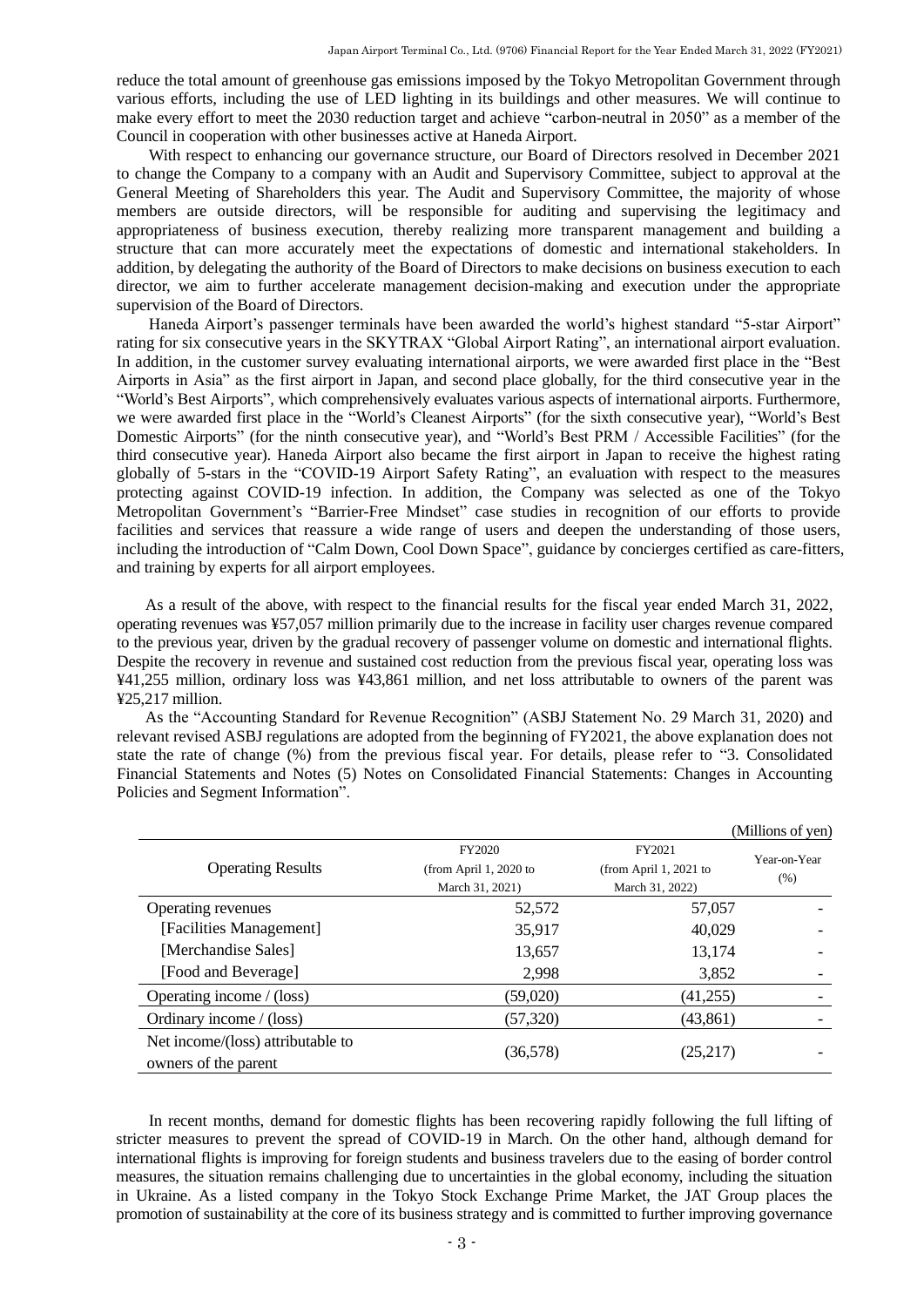reduce the total amount of greenhouse gas emissions imposed by the Tokyo Metropolitan Government through various efforts, including the use of LED lighting in its buildings and other measures. We will continue to make every effort to meet the 2030 reduction target and achieve "carbon-neutral in 2050" as a member of the Council in cooperation with other businesses active at Haneda Airport.

With respect to enhancing our governance structure, our Board of Directors resolved in December 2021 to change the Company to a company with an Audit and Supervisory Committee, subject to approval at the General Meeting of Shareholders this year. The Audit and Supervisory Committee, the majority of whose members are outside directors, will be responsible for auditing and supervising the legitimacy and appropriateness of business execution, thereby realizing more transparent management and building a structure that can more accurately meet the expectations of domestic and international stakeholders. In addition, by delegating the authority of the Board of Directors to make decisions on business execution to each director, we aim to further accelerate management decision-making and execution under the appropriate supervision of the Board of Directors.

Haneda Airport's passenger terminals have been awarded the world's highest standard "5-star Airport" rating for six consecutive years in the SKYTRAX "Global Airport Rating", an international airport evaluation. In addition, in the customer survey evaluating international airports, we were awarded first place in the "Best Airports in Asia" as the first airport in Japan, and second place globally, for the third consecutive year in the "World's Best Airports", which comprehensively evaluates various aspects of international airports. Furthermore, we were awarded first place in the "World's Cleanest Airports" (for the sixth consecutive year), "World's Best Domestic Airports" (for the ninth consecutive year), and "World's Best PRM / Accessible Facilities" (for the third consecutive year). Haneda Airport also became the first airport in Japan to receive the highest rating globally of 5-stars in the "COVID-19 Airport Safety Rating", an evaluation with respect to the measures protecting against COVID-19 infection. In addition, the Company was selected as one of the Tokyo Metropolitan Government's "Barrier-Free Mindset" case studies in recognition of our efforts to provide facilities and services that reassure a wide range of users and deepen the understanding of those users, including the introduction of "Calm Down, Cool Down Space", guidance by concierges certified as care-fitters, and training by experts for all airport employees.

As a result of the above, with respect to the financial results for the fiscal year ended March 31, 2022, operating revenues was ¥57,057 million primarily due to the increase in facility user charges revenue compared to the previous year, driven by the gradual recovery of passenger volume on domestic and international flights. Despite the recovery in revenue and sustained cost reduction from the previous fiscal year, operating loss was ¥41,255 million, ordinary loss was ¥43,861 million, and net loss attributable to owners of the parent was ¥25,217 million.

As the "Accounting Standard for Revenue Recognition" (ASBJ Statement No. 29 March 31, 2020) and relevant revised ASBJ regulations are adopted from the beginning of FY2021, the above explanation does not state the rate of change (%) from the previous fiscal year. For details, please refer to "3. Consolidated Financial Statements and Notes (5) Notes on Consolidated Financial Statements: Changes in Accounting Policies and Segment Information".

(Millions of yen)

| Operating Results | FY2020 (from April 1, 2020 to March 31, 2021) | FY2021 (from April 1, 2021 to March 31, 2022) | Year-on-Year (%) |
|---|---|---|---|
| Operating revenues | 52,572 | 57,057 | - |
| [Facilities Management] | 35,917 | 40,029 | - |
| [Merchandise Sales] | 13,657 | 13,174 | - |
| [Food and Beverage] | 2,998 | 3,852 | - |
| Operating income / (loss) | (59,020) | (41,255) | - |
| Ordinary income / (loss) | (57,320) | (43,861) | - |
| Net income/(loss) attributable to owners of the parent | (36,578) | (25,217) | - |

In recent months, demand for domestic flights has been recovering rapidly following the full lifting of stricter measures to prevent the spread of COVID-19 in March. On the other hand, although demand for international flights is improving for foreign students and business travelers due to the easing of border control measures, the situation remains challenging due to uncertainties in the global economy, including the situation in Ukraine. As a listed company in the Tokyo Stock Exchange Prime Market, the JAT Group places the promotion of sustainability at the core of its business strategy and is committed to further improving governance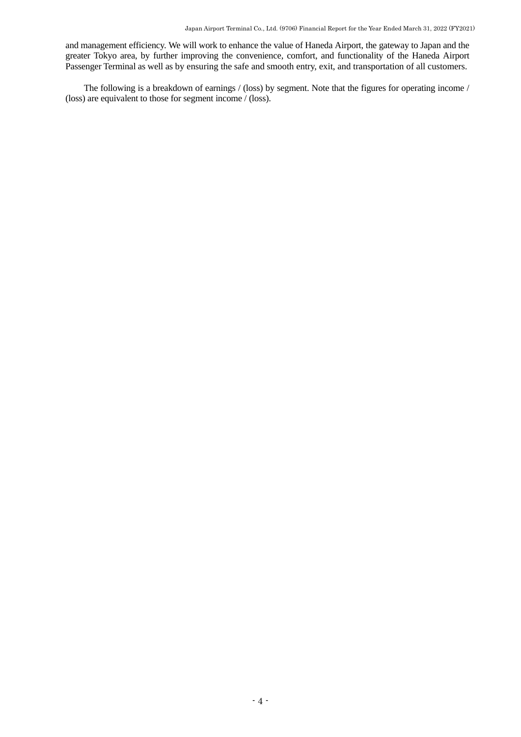and management efficiency. We will work to enhance the value of Haneda Airport, the gateway to Japan and the greater Tokyo area, by further improving the convenience, comfort, and functionality of the Haneda Airport Passenger Terminal as well as by ensuring the safe and smooth entry, exit, and transportation of all customers.

The following is a breakdown of earnings / (loss) by segment. Note that the figures for operating income / (loss) are equivalent to those for segment income / (loss).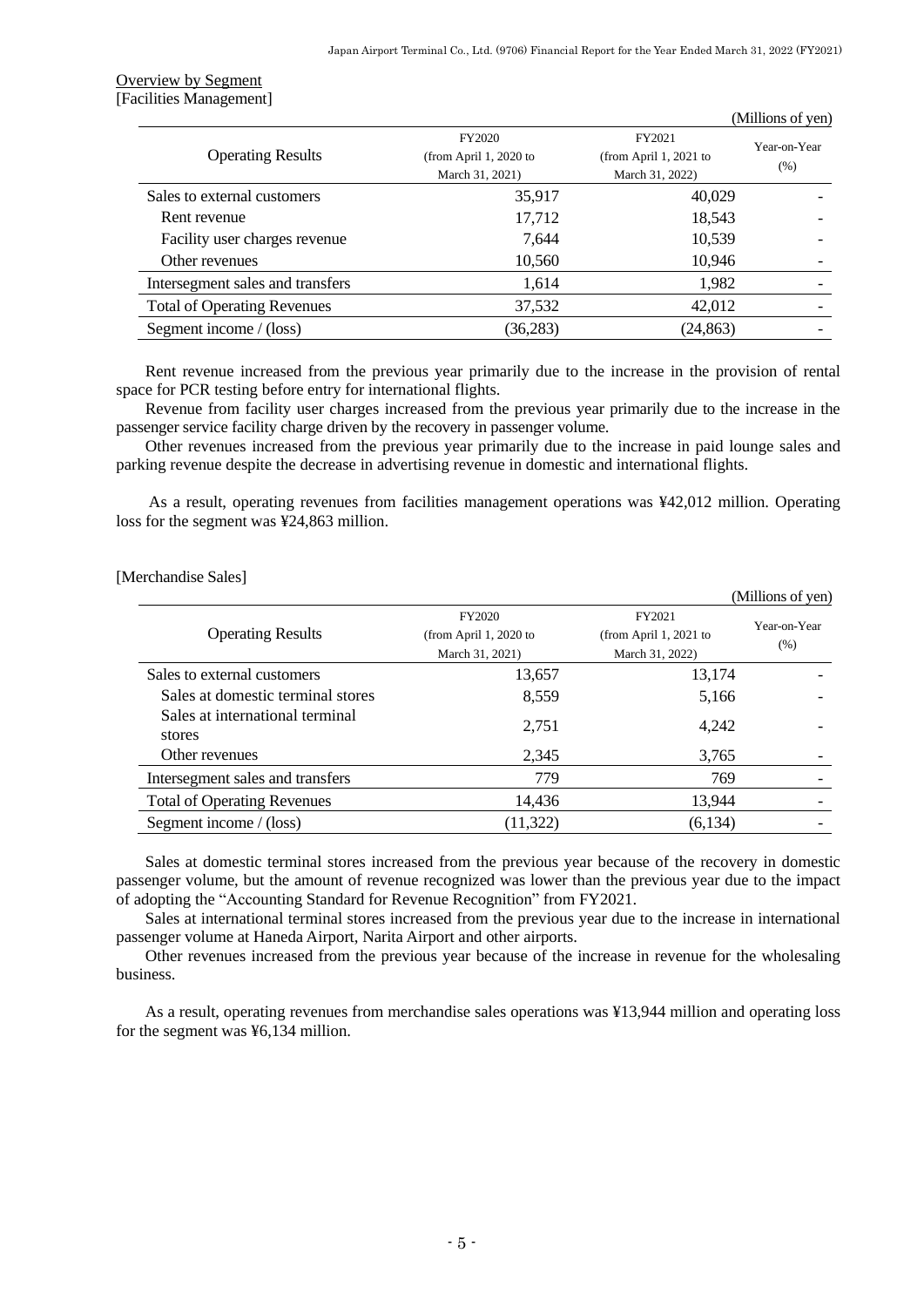Overview by Segment

[Facilities Management]

(Millions of yen)

| Operating Results | FY2020 (from April 1, 2020 to March 31, 2021) | FY2021 (from April 1, 2021 to March 31, 2022) | Year-on-Year (%) |
|---|---|---|---|
| Sales to external customers | 35,917 | 40,029 | - |
| Rent revenue | 17,712 | 18,543 | - |
| Facility user charges revenue | 7,644 | 10,539 | - |
| Other revenues | 10,560 | 10,946 | - |
| Intersegment sales and transfers | 1,614 | 1,982 | - |
| Total of Operating Revenues | 37,532 | 42,012 | - |
| Segment income / (loss) | (36,283) | (24,863) | - |

Rent revenue increased from the previous year primarily due to the increase in the provision of rental space for PCR testing before entry for international flights.

Revenue from facility user charges increased from the previous year primarily due to the increase in the passenger service facility charge driven by the recovery in passenger volume.

Other revenues increased from the previous year primarily due to the increase in paid lounge sales and parking revenue despite the decrease in advertising revenue in domestic and international flights.

As a result, operating revenues from facilities management operations was ¥42,012 million. Operating loss for the segment was ¥24,863 million.

[Merchandise Sales]

(Millions of yen)

| Operating Results | FY2020 (from April 1, 2020 to March 31, 2021) | FY2021 (from April 1, 2021 to March 31, 2022) | Year-on-Year (%) |
|---|---|---|---|
| Sales to external customers | 13,657 | 13,174 | - |
| Sales at domestic terminal stores | 8,559 | 5,166 | - |
| Sales at international terminal stores | 2,751 | 4,242 | - |
| Other revenues | 2,345 | 3,765 | - |
| Intersegment sales and transfers | 779 | 769 | - |
| Total of Operating Revenues | 14,436 | 13,944 | - |
| Segment income / (loss) | (11,322) | (6,134) | - |

Sales at domestic terminal stores increased from the previous year because of the recovery in domestic passenger volume, but the amount of revenue recognized was lower than the previous year due to the impact of adopting the "Accounting Standard for Revenue Recognition" from FY2021.

Sales at international terminal stores increased from the previous year due to the increase in international passenger volume at Haneda Airport, Narita Airport and other airports.

Other revenues increased from the previous year because of the increase in revenue for the wholesaling business.

As a result, operating revenues from merchandise sales operations was ¥13,944 million and operating loss for the segment was ¥6,134 million.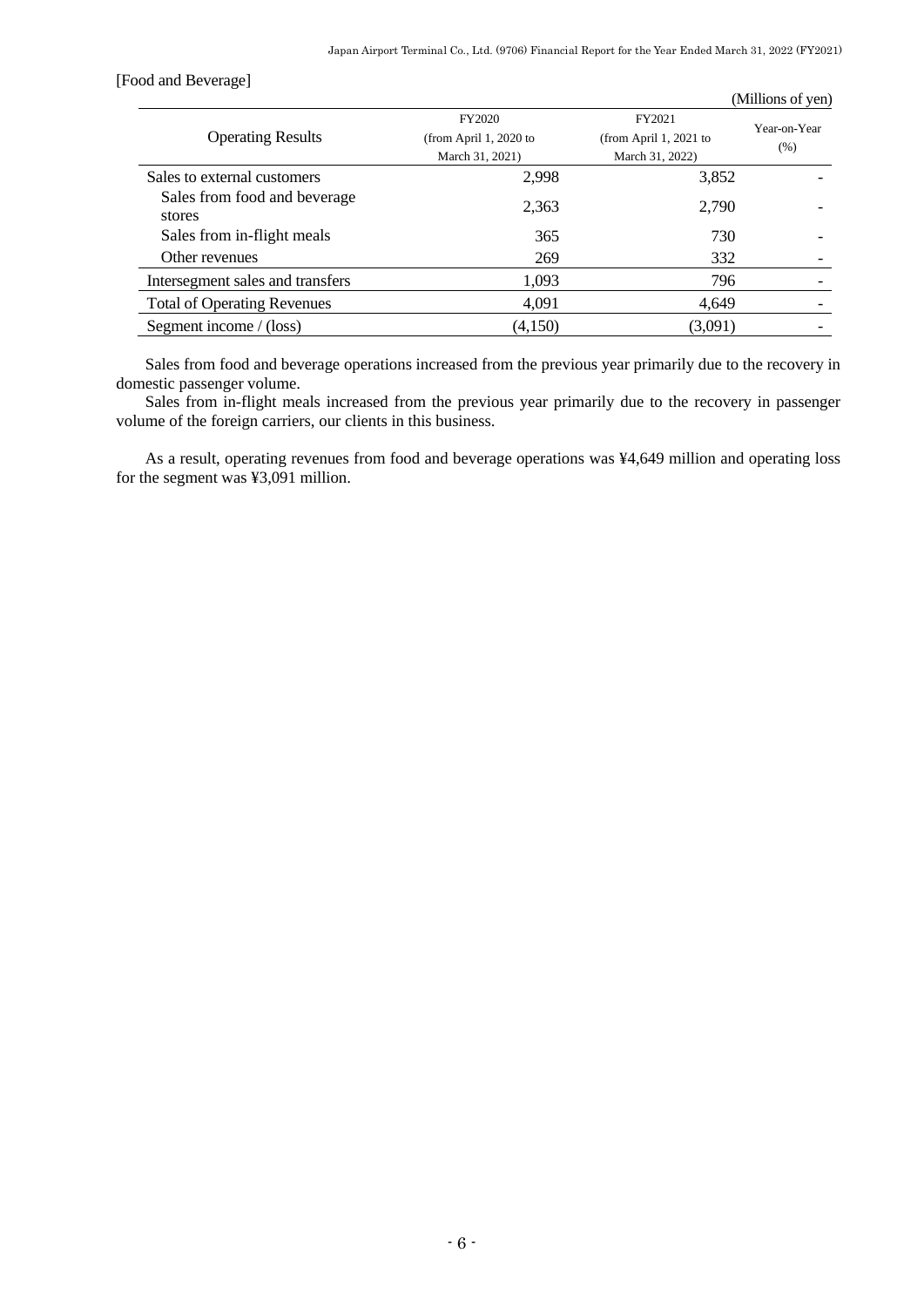[Food and Beverage]

(Millions of yen)

| Operating Results | FY2020 (from April 1, 2020 to March 31, 2021) | FY2021 (from April 1, 2021 to March 31, 2022) | Year-on-Year (%) |
|---|---|---|---|
| Sales to external customers | 2,998 | 3,852 | - |
| Sales from food and beverage stores | 2,363 | 2,790 | - |
| Sales from in-flight meals | 365 | 730 | - |
| Other revenues | 269 | 332 | - |
| Intersegment sales and transfers | 1,093 | 796 | - |
| Total of Operating Revenues | 4,091 | 4,649 | - |
| Segment income / (loss) | (4,150) | (3,091) | - |

Sales from food and beverage operations increased from the previous year primarily due to the recovery in domestic passenger volume.

Sales from in-flight meals increased from the previous year primarily due to the recovery in passenger volume of the foreign carriers, our clients in this business.

As a result, operating revenues from food and beverage operations was ¥4,649 million and operating loss for the segment was ¥3,091 million.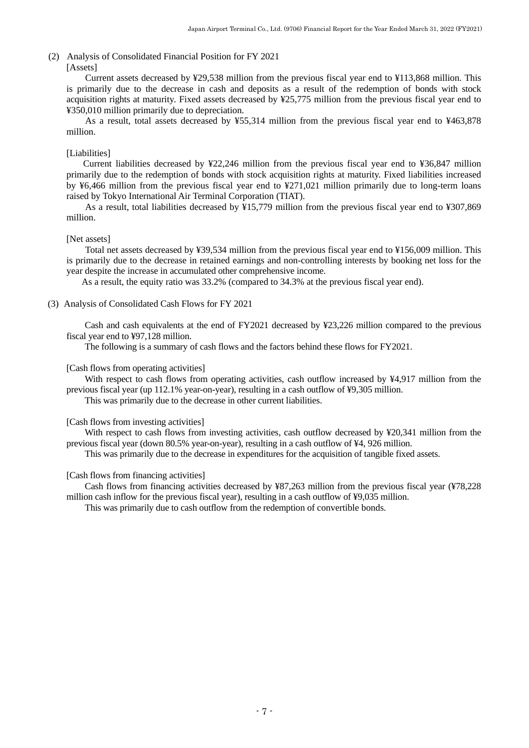## (2) Analysis of Consolidated Financial Position for FY 2021

[Assets]

Current assets decreased by ¥29,538 million from the previous fiscal year end to ¥113,868 million. This is primarily due to the decrease in cash and deposits as a result of the redemption of bonds with stock acquisition rights at maturity. Fixed assets decreased by ¥25,775 million from the previous fiscal year end to ¥350,010 million primarily due to depreciation.

As a result, total assets decreased by ¥55,314 million from the previous fiscal year end to ¥463,878 million.

[Liabilities]

Current liabilities decreased by ¥22,246 million from the previous fiscal year end to ¥36,847 million primarily due to the redemption of bonds with stock acquisition rights at maturity. Fixed liabilities increased by ¥6,466 million from the previous fiscal year end to ¥271,021 million primarily due to long-term loans raised by Tokyo International Air Terminal Corporation (TIAT).

As a result, total liabilities decreased by ¥15,779 million from the previous fiscal year end to ¥307,869 million.

[Net assets]

Total net assets decreased by ¥39,534 million from the previous fiscal year end to ¥156,009 million. This is primarily due to the decrease in retained earnings and non-controlling interests by booking net loss for the year despite the increase in accumulated other comprehensive income.

As a result, the equity ratio was 33.2% (compared to 34.3% at the previous fiscal year end).

## (3) Analysis of Consolidated Cash Flows for FY 2021

Cash and cash equivalents at the end of FY2021 decreased by ¥23,226 million compared to the previous fiscal year end to ¥97,128 million.

The following is a summary of cash flows and the factors behind these flows for FY2021.

[Cash flows from operating activities]

With respect to cash flows from operating activities, cash outflow increased by ¥4,917 million from the previous fiscal year (up 112.1% year-on-year), resulting in a cash outflow of ¥9,305 million.

This was primarily due to the decrease in other current liabilities.

[Cash flows from investing activities]

With respect to cash flows from investing activities, cash outflow decreased by ¥20,341 million from the previous fiscal year (down 80.5% year-on-year), resulting in a cash outflow of ¥4, 926 million.

This was primarily due to the decrease in expenditures for the acquisition of tangible fixed assets.

[Cash flows from financing activities]

Cash flows from financing activities decreased by ¥87,263 million from the previous fiscal year (¥78,228 million cash inflow for the previous fiscal year), resulting in a cash outflow of ¥9,035 million.

This was primarily due to cash outflow from the redemption of convertible bonds.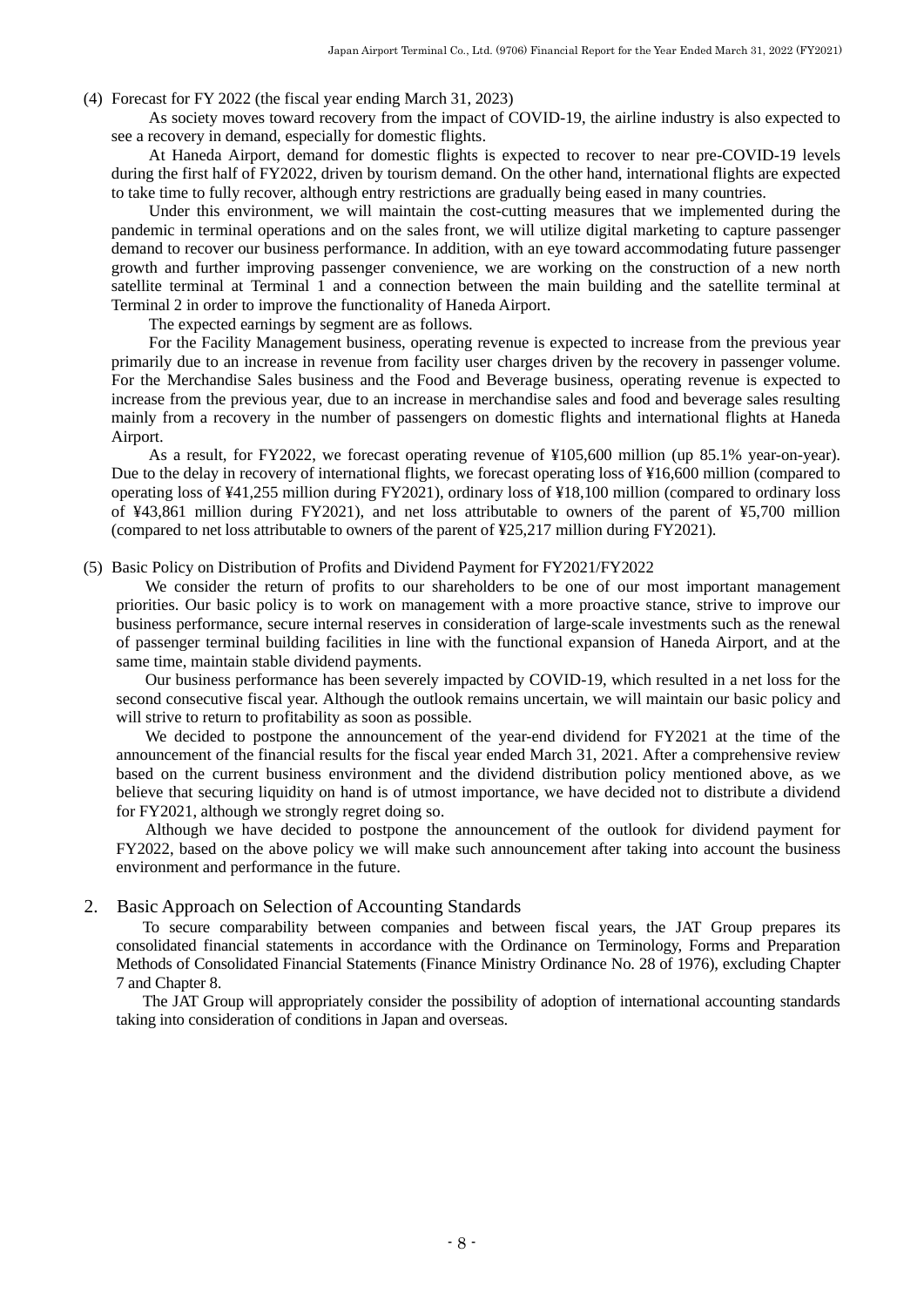(4) Forecast for FY 2022 (the fiscal year ending March 31, 2023)

As society moves toward recovery from the impact of COVID-19, the airline industry is also expected to see a recovery in demand, especially for domestic flights.

At Haneda Airport, demand for domestic flights is expected to recover to near pre-COVID-19 levels during the first half of FY2022, driven by tourism demand. On the other hand, international flights are expected to take time to fully recover, although entry restrictions are gradually being eased in many countries.

Under this environment, we will maintain the cost-cutting measures that we implemented during the pandemic in terminal operations and on the sales front, we will utilize digital marketing to capture passenger demand to recover our business performance. In addition, with an eye toward accommodating future passenger growth and further improving passenger convenience, we are working on the construction of a new north satellite terminal at Terminal 1 and a connection between the main building and the satellite terminal at Terminal 2 in order to improve the functionality of Haneda Airport.

The expected earnings by segment are as follows.

For the Facility Management business, operating revenue is expected to increase from the previous year primarily due to an increase in revenue from facility user charges driven by the recovery in passenger volume. For the Merchandise Sales business and the Food and Beverage business, operating revenue is expected to increase from the previous year, due to an increase in merchandise sales and food and beverage sales resulting mainly from a recovery in the number of passengers on domestic flights and international flights at Haneda Airport.

As a result, for FY2022, we forecast operating revenue of ¥105,600 million (up 85.1% year-on-year). Due to the delay in recovery of international flights, we forecast operating loss of ¥16,600 million (compared to operating loss of ¥41,255 million during FY2021), ordinary loss of ¥18,100 million (compared to ordinary loss of ¥43,861 million during FY2021), and net loss attributable to owners of the parent of ¥5,700 million (compared to net loss attributable to owners of the parent of ¥25,217 million during FY2021).

(5) Basic Policy on Distribution of Profits and Dividend Payment for FY2021/FY2022

We consider the return of profits to our shareholders to be one of our most important management priorities. Our basic policy is to work on management with a more proactive stance, strive to improve our business performance, secure internal reserves in consideration of large-scale investments such as the renewal of passenger terminal building facilities in line with the functional expansion of Haneda Airport, and at the same time, maintain stable dividend payments.

Our business performance has been severely impacted by COVID-19, which resulted in a net loss for the second consecutive fiscal year. Although the outlook remains uncertain, we will maintain our basic policy and will strive to return to profitability as soon as possible.

We decided to postpone the announcement of the year-end dividend for FY2021 at the time of the announcement of the financial results for the fiscal year ended March 31, 2021. After a comprehensive review based on the current business environment and the dividend distribution policy mentioned above, as we believe that securing liquidity on hand is of utmost importance, we have decided not to distribute a dividend for FY2021, although we strongly regret doing so.

Although we have decided to postpone the announcement of the outlook for dividend payment for FY2022, based on the above policy we will make such announcement after taking into account the business environment and performance in the future.

## 2. Basic Approach on Selection of Accounting Standards

To secure comparability between companies and between fiscal years, the JAT Group prepares its consolidated financial statements in accordance with the Ordinance on Terminology, Forms and Preparation Methods of Consolidated Financial Statements (Finance Ministry Ordinance No. 28 of 1976), excluding Chapter 7 and Chapter 8.

The JAT Group will appropriately consider the possibility of adoption of international accounting standards taking into consideration of conditions in Japan and overseas.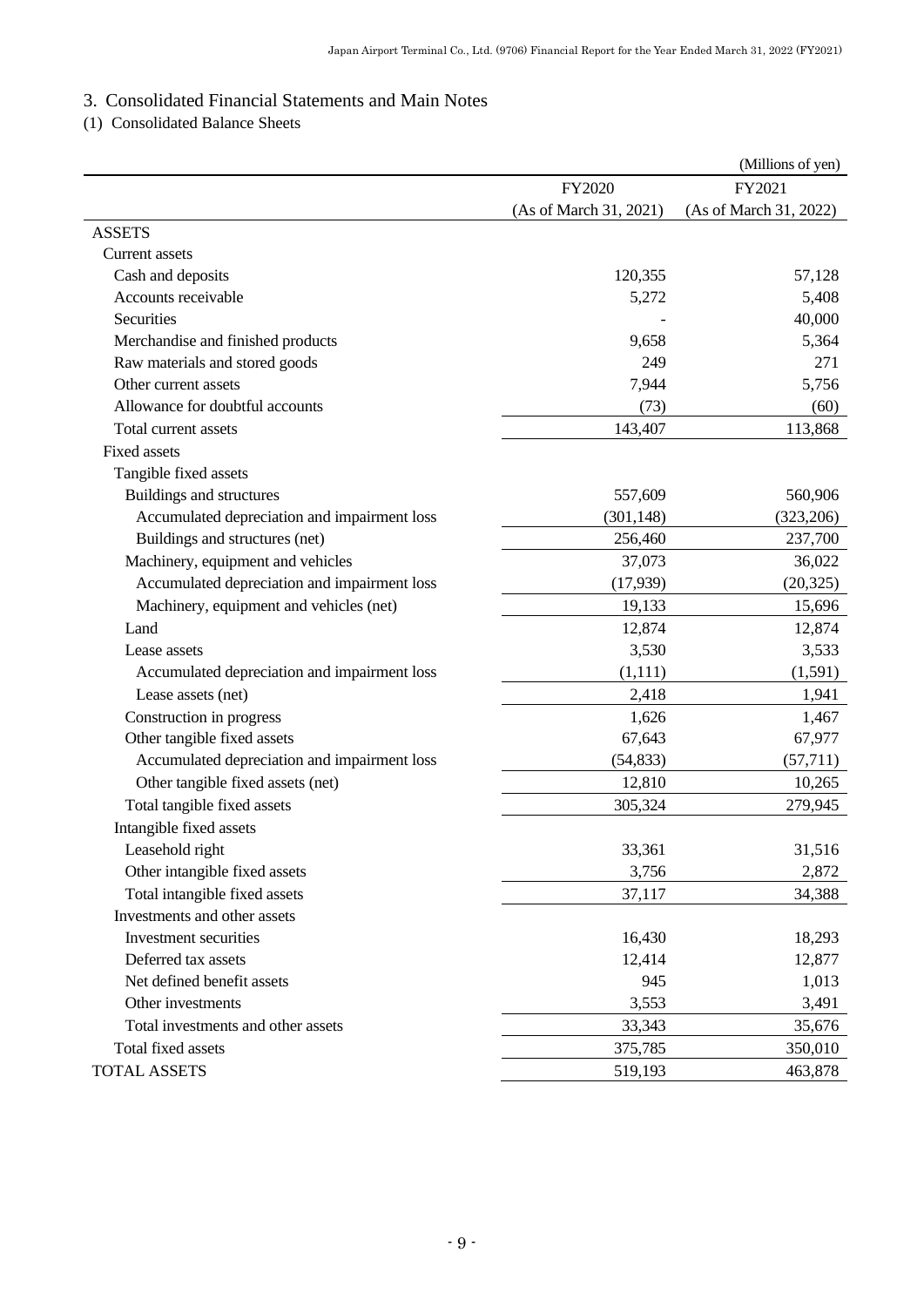## 3. Consolidated Financial Statements and Main Notes

### (1) Consolidated Balance Sheets

(Millions of yen)

| | FY2020 (As of March 31, 2021) | FY2021 (As of March 31, 2022) |
|---|---|---|
| ASSETS | | |
| Current assets | | |
| Cash and deposits | 120,355 | 57,128 |
| Accounts receivable | 5,272 | 5,408 |
| Securities | - | 40,000 |
| Merchandise and finished products | 9,658 | 5,364 |
| Raw materials and stored goods | 249 | 271 |
| Other current assets | 7,944 | 5,756 |
| Allowance for doubtful accounts | (73) | (60) |
| Total current assets | 143,407 | 113,868 |
| Fixed assets | | |
| Tangible fixed assets | | |
| Buildings and structures | 557,609 | 560,906 |
| Accumulated depreciation and impairment loss | (301,148) | (323,206) |
| Buildings and structures (net) | 256,460 | 237,700 |
| Machinery, equipment and vehicles | 37,073 | 36,022 |
| Accumulated depreciation and impairment loss | (17,939) | (20,325) |
| Machinery, equipment and vehicles (net) | 19,133 | 15,696 |
| Land | 12,874 | 12,874 |
| Lease assets | 3,530 | 3,533 |
| Accumulated depreciation and impairment loss | (1,111) | (1,591) |
| Lease assets (net) | 2,418 | 1,941 |
| Construction in progress | 1,626 | 1,467 |
| Other tangible fixed assets | 67,643 | 67,977 |
| Accumulated depreciation and impairment loss | (54,833) | (57,711) |
| Other tangible fixed assets (net) | 12,810 | 10,265 |
| Total tangible fixed assets | 305,324 | 279,945 |
| Intangible fixed assets | | |
| Leasehold right | 33,361 | 31,516 |
| Other intangible fixed assets | 3,756 | 2,872 |
| Total intangible fixed assets | 37,117 | 34,388 |
| Investments and other assets | | |
| Investment securities | 16,430 | 18,293 |
| Deferred tax assets | 12,414 | 12,877 |
| Net defined benefit assets | 945 | 1,013 |
| Other investments | 3,553 | 3,491 |
| Total investments and other assets | 33,343 | 35,676 |
| Total fixed assets | 375,785 | 350,010 |
| TOTAL ASSETS | 519,193 | 463,878 |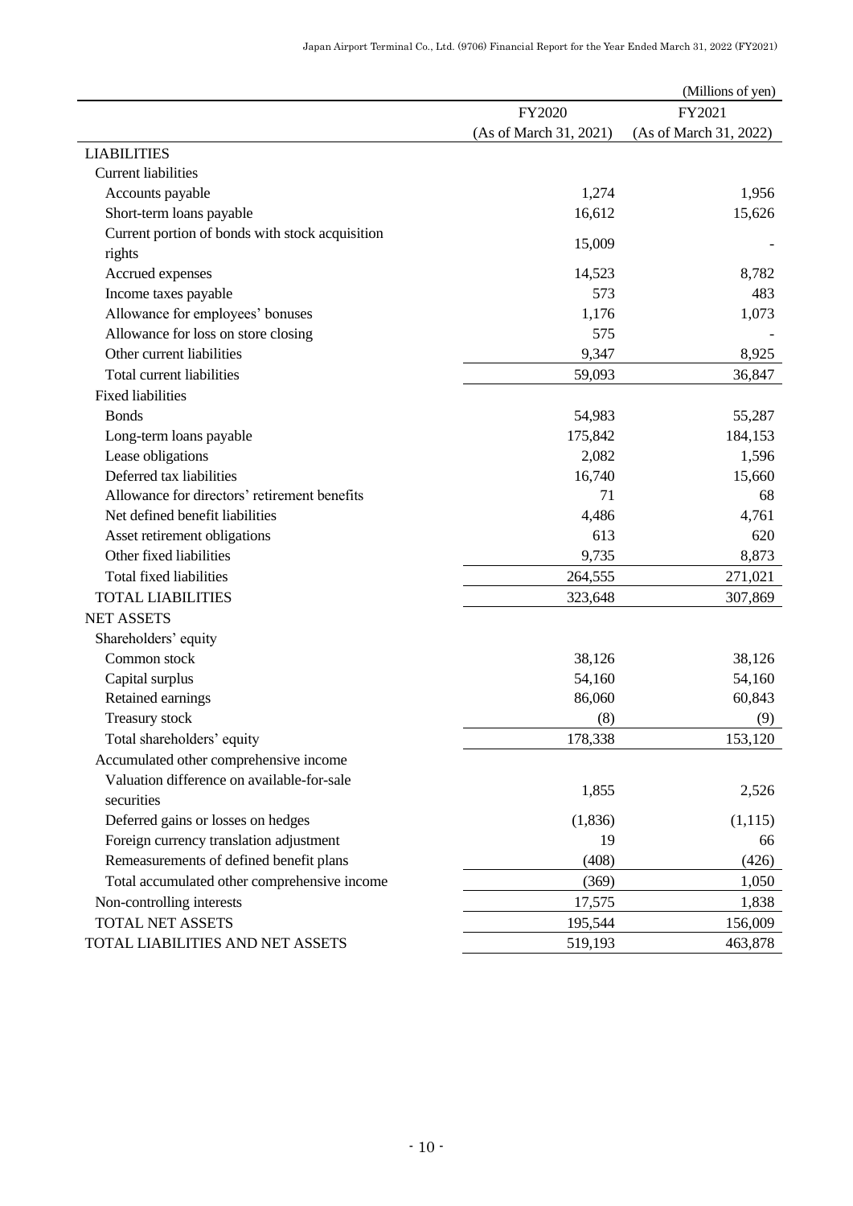(Millions of yen)

| | FY2020 (As of March 31, 2021) | FY2021 (As of March 31, 2022) |
|---|---|---|
| LIABILITIES | | |
| Current liabilities | | |
| Accounts payable | 1,274 | 1,956 |
| Short-term loans payable | 16,612 | 15,626 |
| Current portion of bonds with stock acquisition rights | 15,009 | - |
| Accrued expenses | 14,523 | 8,782 |
| Income taxes payable | 573 | 483 |
| Allowance for employees' bonuses | 1,176 | 1,073 |
| Allowance for loss on store closing | 575 | - |
| Other current liabilities | 9,347 | 8,925 |
| Total current liabilities | 59,093 | 36,847 |
| Fixed liabilities | | |
| Bonds | 54,983 | 55,287 |
| Long-term loans payable | 175,842 | 184,153 |
| Lease obligations | 2,082 | 1,596 |
| Deferred tax liabilities | 16,740 | 15,660 |
| Allowance for directors' retirement benefits | 71 | 68 |
| Net defined benefit liabilities | 4,486 | 4,761 |
| Asset retirement obligations | 613 | 620 |
| Other fixed liabilities | 9,735 | 8,873 |
| Total fixed liabilities | 264,555 | 271,021 |
| TOTAL LIABILITIES | 323,648 | 307,869 |
| NET ASSETS | | |
| Shareholders' equity | | |
| Common stock | 38,126 | 38,126 |
| Capital surplus | 54,160 | 54,160 |
| Retained earnings | 86,060 | 60,843 |
| Treasury stock | (8) | (9) |
| Total shareholders' equity | 178,338 | 153,120 |
| Accumulated other comprehensive income | | |
| Valuation difference on available-for-sale securities | 1,855 | 2,526 |
| Deferred gains or losses on hedges | (1,836) | (1,115) |
| Foreign currency translation adjustment | 19 | 66 |
| Remeasurements of defined benefit plans | (408) | (426) |
| Total accumulated other comprehensive income | (369) | 1,050 |
| Non-controlling interests | 17,575 | 1,838 |
| TOTAL NET ASSETS | 195,544 | 156,009 |
| TOTAL LIABILITIES AND NET ASSETS | 519,193 | 463,878 |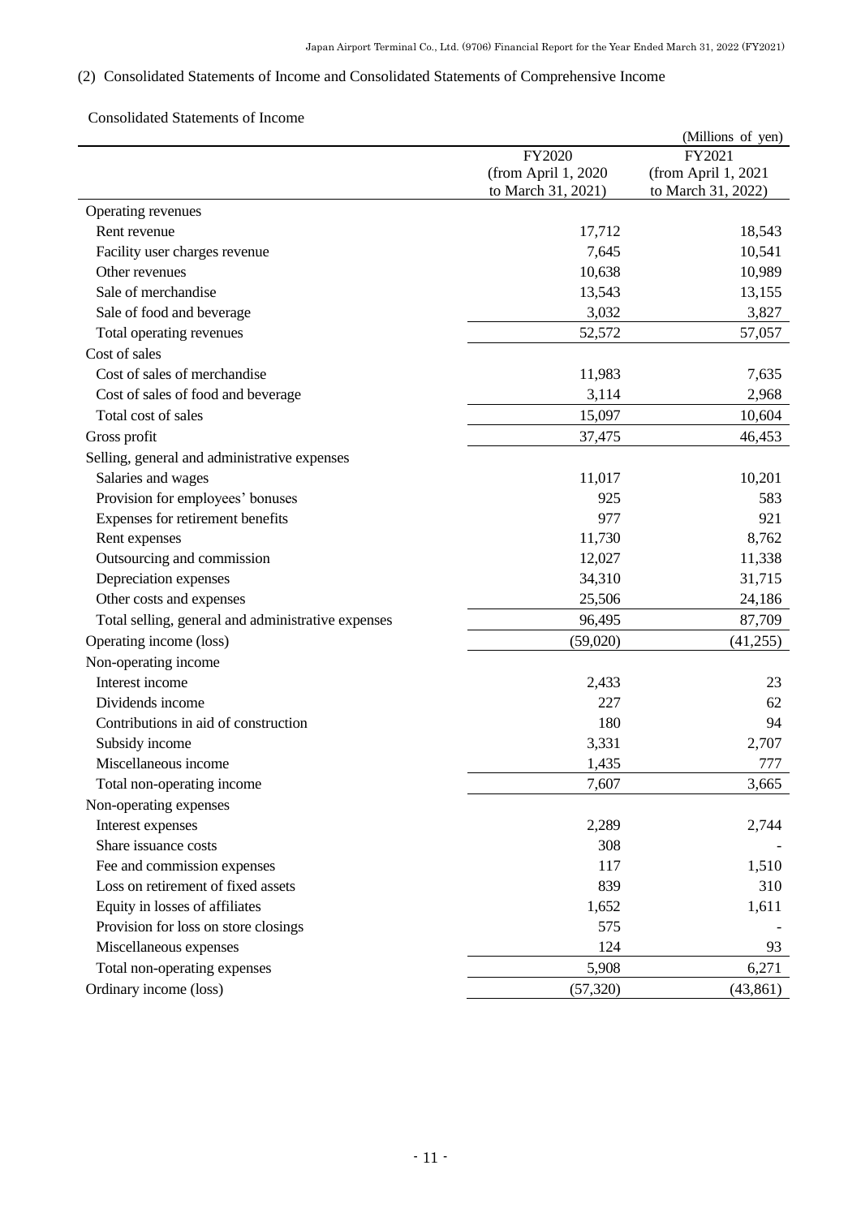(2) Consolidated Statements of Income and Consolidated Statements of Comprehensive Income

Consolidated Statements of Income

(Millions of yen)

| | FY2020 (from April 1, 2020 to March 31, 2021) | FY2021 (from April 1, 2021 to March 31, 2022) |
|---|---|---|
| Operating revenues | | |
| Rent revenue | 17,712 | 18,543 |
| Facility user charges revenue | 7,645 | 10,541 |
| Other revenues | 10,638 | 10,989 |
| Sale of merchandise | 13,543 | 13,155 |
| Sale of food and beverage | 3,032 | 3,827 |
| Total operating revenues | 52,572 | 57,057 |
| Cost of sales | | |
| Cost of sales of merchandise | 11,983 | 7,635 |
| Cost of sales of food and beverage | 3,114 | 2,968 |
| Total cost of sales | 15,097 | 10,604 |
| Gross profit | 37,475 | 46,453 |
| Selling, general and administrative expenses | | |
| Salaries and wages | 11,017 | 10,201 |
| Provision for employees' bonuses | 925 | 583 |
| Expenses for retirement benefits | 977 | 921 |
| Rent expenses | 11,730 | 8,762 |
| Outsourcing and commission | 12,027 | 11,338 |
| Depreciation expenses | 34,310 | 31,715 |
| Other costs and expenses | 25,506 | 24,186 |
| Total selling, general and administrative expenses | 96,495 | 87,709 |
| Operating income (loss) | (59,020) | (41,255) |
| Non-operating income | | |
| Interest income | 2,433 | 23 |
| Dividends income | 227 | 62 |
| Contributions in aid of construction | 180 | 94 |
| Subsidy income | 3,331 | 2,707 |
| Miscellaneous income | 1,435 | 777 |
| Total non-operating income | 7,607 | 3,665 |
| Non-operating expenses | | |
| Interest expenses | 2,289 | 2,744 |
| Share issuance costs | 308 | - |
| Fee and commission expenses | 117 | 1,510 |
| Loss on retirement of fixed assets | 839 | 310 |
| Equity in losses of affiliates | 1,652 | 1,611 |
| Provision for loss on store closings | 575 | - |
| Miscellaneous expenses | 124 | 93 |
| Total non-operating expenses | 5,908 | 6,271 |
| Ordinary income (loss) | (57,320) | (43,861) |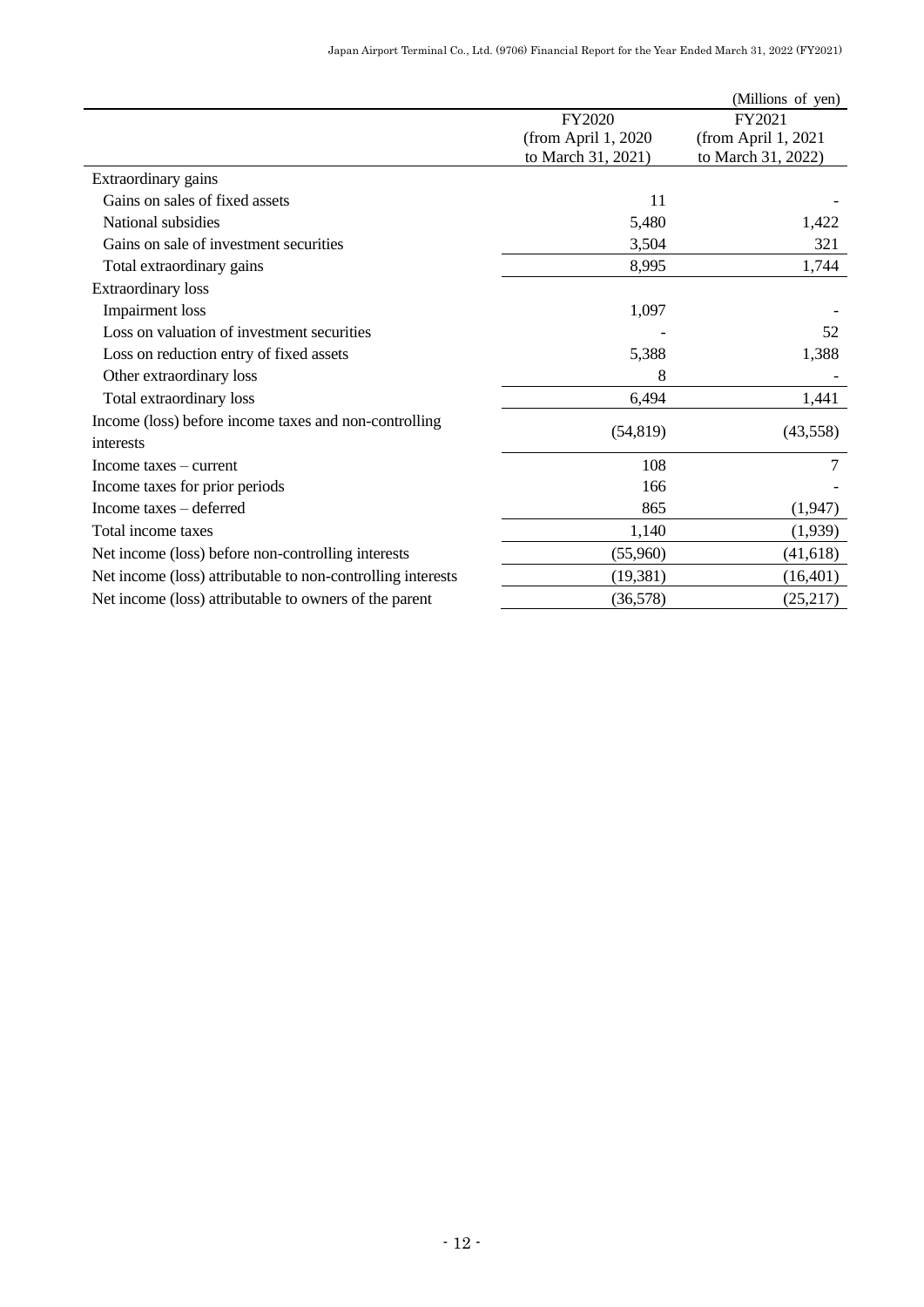(Millions of yen)

| | FY2020 (from April 1, 2020 to March 31, 2021) | FY2021 (from April 1, 2021 to March 31, 2022) |
|---|---|---|
| Extraordinary gains | | |
| Gains on sales of fixed assets | 11 | - |
| National subsidies | 5,480 | 1,422 |
| Gains on sale of investment securities | 3,504 | 321 |
| Total extraordinary gains | 8,995 | 1,744 |
| Extraordinary loss | | |
| Impairment loss | 1,097 | - |
| Loss on valuation of investment securities | - | 52 |
| Loss on reduction entry of fixed assets | 5,388 | 1,388 |
| Other extraordinary loss | 8 | - |
| Total extraordinary loss | 6,494 | 1,441 |
| Income (loss) before income taxes and non-controlling interests | (54,819) | (43,558) |
| Income taxes – current | 108 | 7 |
| Income taxes for prior periods | 166 | - |
| Income taxes – deferred | 865 | (1,947) |
| Total income taxes | 1,140 | (1,939) |
| Net income (loss) before non-controlling interests | (55,960) | (41,618) |
| Net income (loss) attributable to non-controlling interests | (19,381) | (16,401) |
| Net income (loss) attributable to owners of the parent | (36,578) | (25,217) |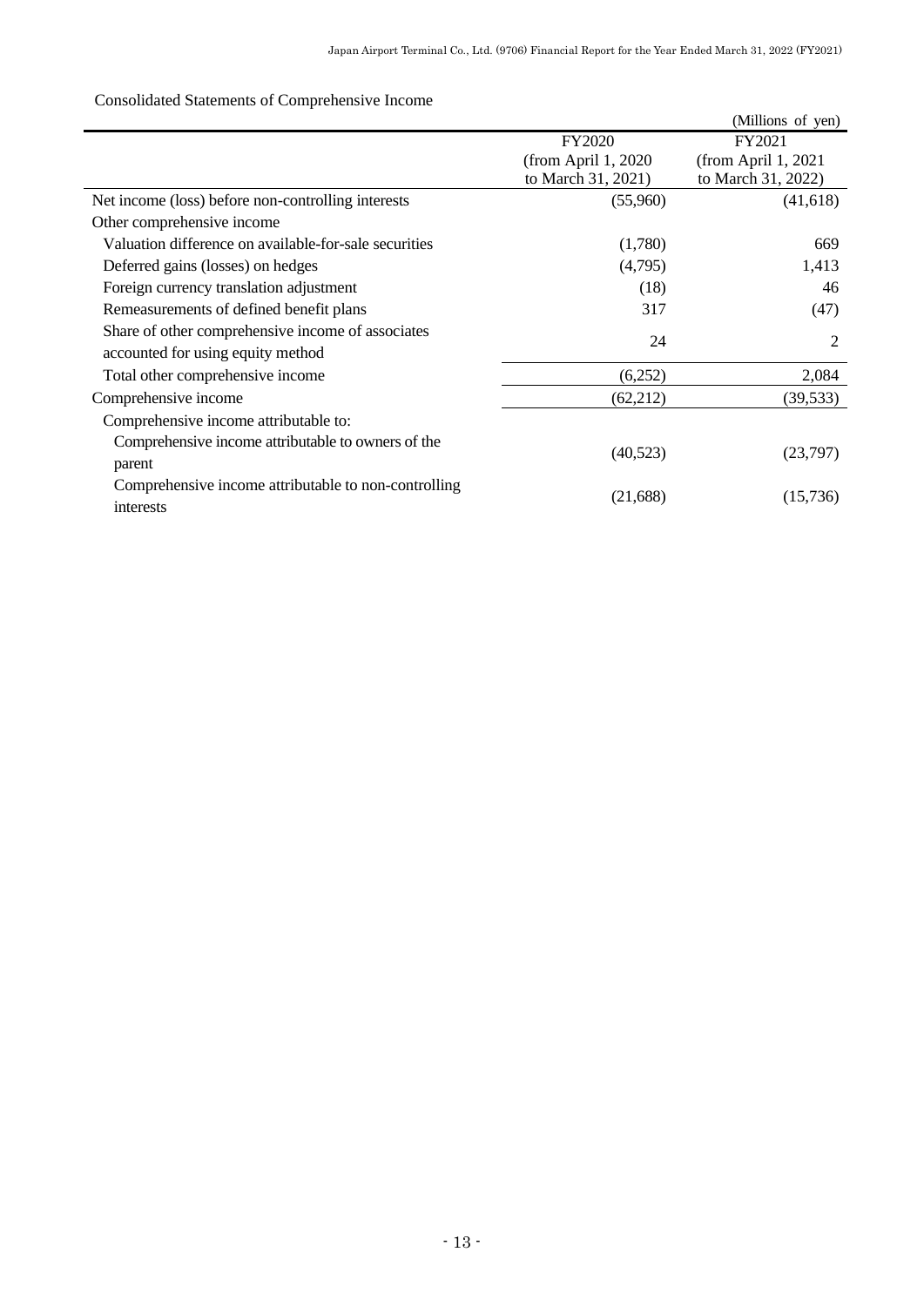Consolidated Statements of Comprehensive Income

(Millions of yen)

| | FY2020 (from April 1, 2020 to March 31, 2021) | FY2021 (from April 1, 2021 to March 31, 2022) |
|---|---|---|
| Net income (loss) before non-controlling interests | (55,960) | (41,618) |
| Other comprehensive income | | |
| Valuation difference on available-for-sale securities | (1,780) | 669 |
| Deferred gains (losses) on hedges | (4,795) | 1,413 |
| Foreign currency translation adjustment | (18) | 46 |
| Remeasurements of defined benefit plans | 317 | (47) |
| Share of other comprehensive income of associates accounted for using equity method | 24 | 2 |
| Total other comprehensive income | (6,252) | 2,084 |
| Comprehensive income | (62,212) | (39,533) |
| Comprehensive income attributable to: | | |
| Comprehensive income attributable to owners of the parent | (40,523) | (23,797) |
| Comprehensive income attributable to non-controlling interests | (21,688) | (15,736) |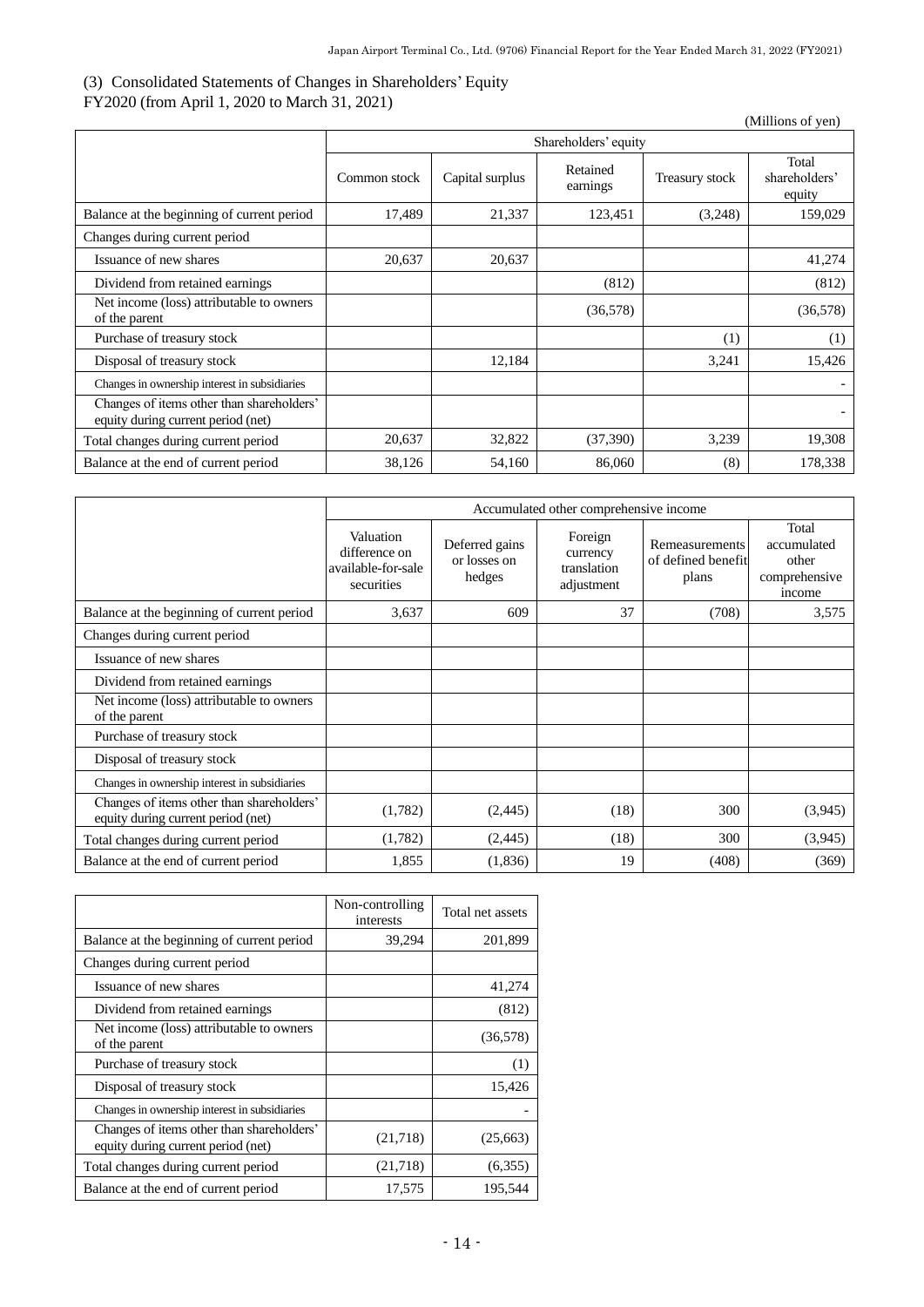### (3) Consolidated Statements of Changes in Shareholders' Equity

FY2020 (from April 1, 2020 to March 31, 2021)

(Millions of yen)

| | Shareholders' equity | | | | |
|---|---|---|---|---|---|
| | Common stock | Capital surplus | Retained earnings | Treasury stock | Total shareholders' equity |
| Balance at the beginning of current period | 17,489 | 21,337 | 123,451 | (3,248) | 159,029 |
| Changes during current period | | | | | |
| Issuance of new shares | 20,637 | 20,637 | | | 41,274 |
| Dividend from retained earnings | | | (812) | | (812) |
| Net income (loss) attributable to owners of the parent | | | (36,578) | | (36,578) |
| Purchase of treasury stock | | | | (1) | (1) |
| Disposal of treasury stock | | 12,184 | | 3,241 | 15,426 |
| Changes in ownership interest in subsidiaries | | | | | - |
| Changes of items other than shareholders' equity during current period (net) | | | | | - |
| Total changes during current period | 20,637 | 32,822 | (37,390) | 3,239 | 19,308 |
| Balance at the end of current period | 38,126 | 54,160 | 86,060 | (8) | 178,338 |

| | Accumulated other comprehensive income | | | | |
|---|---|---|---|---|---|
| | Valuation difference on available-for-sale securities | Deferred gains or losses on hedges | Foreign currency translation adjustment | Remeasurements of defined benefit plans | Total accumulated other comprehensive income |
| Balance at the beginning of current period | 3,637 | 609 | 37 | (708) | 3,575 |
| Changes during current period | | | | | |
| Issuance of new shares | | | | | |
| Dividend from retained earnings | | | | | |
| Net income (loss) attributable to owners of the parent | | | | | |
| Purchase of treasury stock | | | | | |
| Disposal of treasury stock | | | | | |
| Changes in ownership interest in subsidiaries | | | | | |
| Changes of items other than shareholders' equity during current period (net) | (1,782) | (2,445) | (18) | 300 | (3,945) |
| Total changes during current period | (1,782) | (2,445) | (18) | 300 | (3,945) |
| Balance at the end of current period | 1,855 | (1,836) | 19 | (408) | (369) |

| | Non-controlling interests | Total net assets |
|---|---|---|
| Balance at the beginning of current period | 39,294 | 201,899 |
| Changes during current period | | |
| Issuance of new shares | | 41,274 |
| Dividend from retained earnings | | (812) |
| Net income (loss) attributable to owners of the parent | | (36,578) |
| Purchase of treasury stock | | (1) |
| Disposal of treasury stock | | 15,426 |
| Changes in ownership interest in subsidiaries | | - |
| Changes of items other than shareholders' equity during current period (net) | (21,718) | (25,663) |
| Total changes during current period | (21,718) | (6,355) |
| Balance at the end of current period | 17,575 | 195,544 |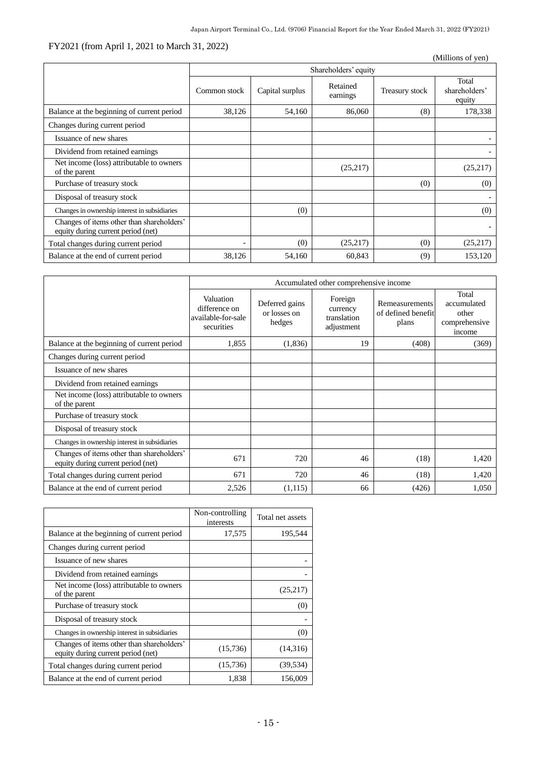FY2021 (from April 1, 2021 to March 31, 2022)

(Millions of yen)

| | Shareholders' equity | | | | |
|---|---|---|---|---|---|
| | Common stock | Capital surplus | Retained earnings | Treasury stock | Total shareholders' equity |
| Balance at the beginning of current period | 38,126 | 54,160 | 86,060 | (8) | 178,338 |
| Changes during current period | | | | | |
| Issuance of new shares | | | | | - |
| Dividend from retained earnings | | | | | - |
| Net income (loss) attributable to owners of the parent | | | (25,217) | | (25,217) |
| Purchase of treasury stock | | | | (0) | (0) |
| Disposal of treasury stock | | | | | - |
| Changes in ownership interest in subsidiaries | | (0) | | | (0) |
| Changes of items other than shareholders' equity during current period (net) | | | | | - |
| Total changes during current period | - | (0) | (25,217) | (0) | (25,217) |
| Balance at the end of current period | 38,126 | 54,160 | 60,843 | (9) | 153,120 |

| | Accumulated other comprehensive income | | | | |
|---|---|---|---|---|---|
| | Valuation difference on available-for-sale securities | Deferred gains or losses on hedges | Foreign currency translation adjustment | Remeasurements of defined benefit plans | Total accumulated other comprehensive income |
| Balance at the beginning of current period | 1,855 | (1,836) | 19 | (408) | (369) |
| Changes during current period | | | | | |
| Issuance of new shares | | | | | |
| Dividend from retained earnings | | | | | |
| Net income (loss) attributable to owners of the parent | | | | | |
| Purchase of treasury stock | | | | | |
| Disposal of treasury stock | | | | | |
| Changes in ownership interest in subsidiaries | | | | | |
| Changes of items other than shareholders' equity during current period (net) | 671 | 720 | 46 | (18) | 1,420 |
| Total changes during current period | 671 | 720 | 46 | (18) | 1,420 |
| Balance at the end of current period | 2,526 | (1,115) | 66 | (426) | 1,050 |

| | Non-controlling interests | Total net assets |
|---|---|---|
| Balance at the beginning of current period | 17,575 | 195,544 |
| Changes during current period | | |
| Issuance of new shares | | - |
| Dividend from retained earnings | | - |
| Net income (loss) attributable to owners of the parent | | (25,217) |
| Purchase of treasury stock | | (0) |
| Disposal of treasury stock | | - |
| Changes in ownership interest in subsidiaries | | (0) |
| Changes of items other than shareholders' equity during current period (net) | (15,736) | (14,316) |
| Total changes during current period | (15,736) | (39,534) |
| Balance at the end of current period | 1,838 | 156,009 |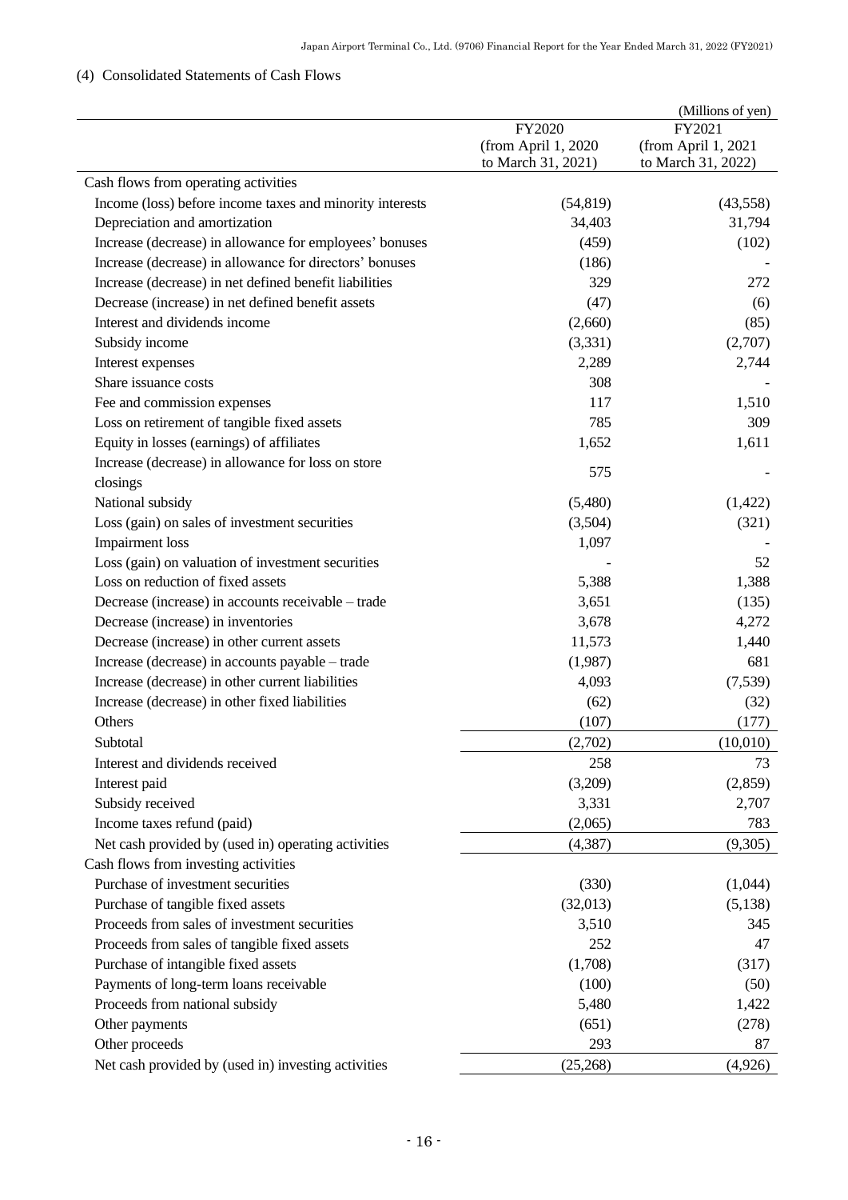(4) Consolidated Statements of Cash Flows

(Millions of yen)

| | FY2020 (from April 1, 2020 to March 31, 2021) | FY2021 (from April 1, 2021 to March 31, 2022) |
|---|---|---|
| Cash flows from operating activities | | |
| Income (loss) before income taxes and minority interests | (54,819) | (43,558) |
| Depreciation and amortization | 34,403 | 31,794 |
| Increase (decrease) in allowance for employees' bonuses | (459) | (102) |
| Increase (decrease) in allowance for directors' bonuses | (186) | - |
| Increase (decrease) in net defined benefit liabilities | 329 | 272 |
| Decrease (increase) in net defined benefit assets | (47) | (6) |
| Interest and dividends income | (2,660) | (85) |
| Subsidy income | (3,331) | (2,707) |
| Interest expenses | 2,289 | 2,744 |
| Share issuance costs | 308 | - |
| Fee and commission expenses | 117 | 1,510 |
| Loss on retirement of tangible fixed assets | 785 | 309 |
| Equity in losses (earnings) of affiliates | 1,652 | 1,611 |
| Increase (decrease) in allowance for loss on store closings | 575 | - |
| National subsidy | (5,480) | (1,422) |
| Loss (gain) on sales of investment securities | (3,504) | (321) |
| Impairment loss | 1,097 | - |
| Loss (gain) on valuation of investment securities | - | 52 |
| Loss on reduction of fixed assets | 5,388 | 1,388 |
| Decrease (increase) in accounts receivable – trade | 3,651 | (135) |
| Decrease (increase) in inventories | 3,678 | 4,272 |
| Decrease (increase) in other current assets | 11,573 | 1,440 |
| Increase (decrease) in accounts payable – trade | (1,987) | 681 |
| Increase (decrease) in other current liabilities | 4,093 | (7,539) |
| Increase (decrease) in other fixed liabilities | (62) | (32) |
| Others | (107) | (177) |
| Subtotal | (2,702) | (10,010) |
| Interest and dividends received | 258 | 73 |
| Interest paid | (3,209) | (2,859) |
| Subsidy received | 3,331 | 2,707 |
| Income taxes refund (paid) | (2,065) | 783 |
| Net cash provided by (used in) operating activities | (4,387) | (9,305) |
| Cash flows from investing activities | | |
| Purchase of investment securities | (330) | (1,044) |
| Purchase of tangible fixed assets | (32,013) | (5,138) |
| Proceeds from sales of investment securities | 3,510 | 345 |
| Proceeds from sales of tangible fixed assets | 252 | 47 |
| Purchase of intangible fixed assets | (1,708) | (317) |
| Payments of long-term loans receivable | (100) | (50) |
| Proceeds from national subsidy | 5,480 | 1,422 |
| Other payments | (651) | (278) |
| Other proceeds | 293 | 87 |
| Net cash provided by (used in) investing activities | (25,268) | (4,926) |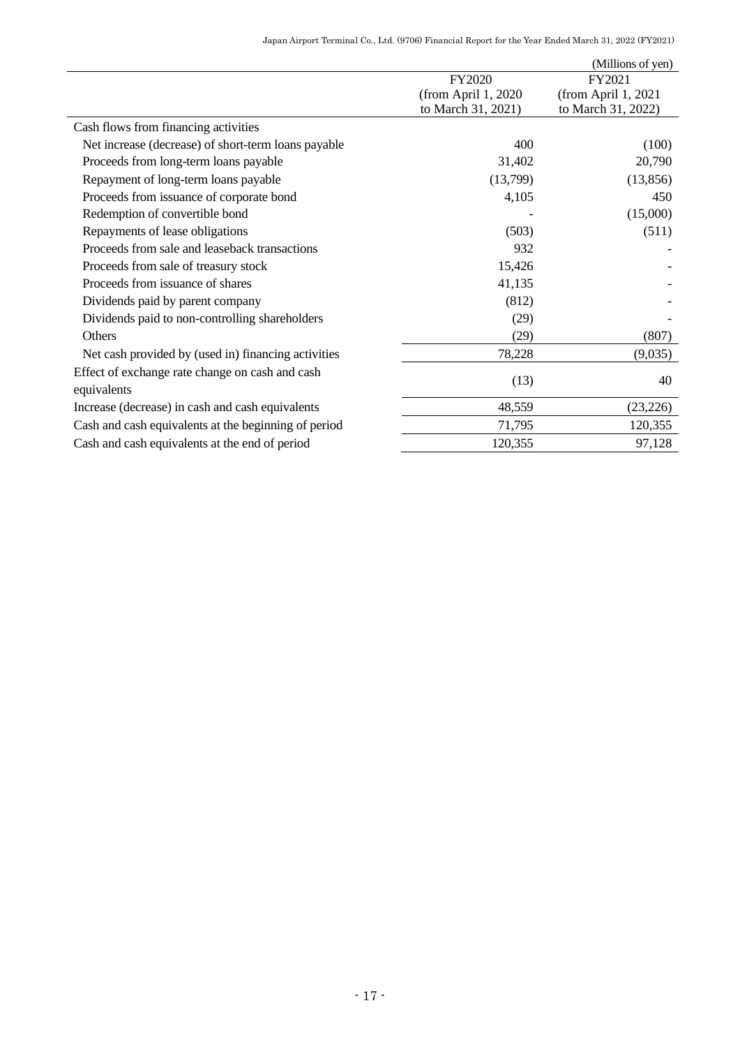(Millions of yen)

| | FY2020<br>(from April 1, 2020<br>to March 31, 2021) | FY2021<br>(from April 1, 2021<br>to March 31, 2022) |
|---|---|---|
| Cash flows from financing activities | | |
| Net increase (decrease) of short-term loans payable | 400 | (100) |
| Proceeds from long-term loans payable | 31,402 | 20,790 |
| Repayment of long-term loans payable | (13,799) | (13,856) |
| Proceeds from issuance of corporate bond | 4,105 | 450 |
| Redemption of convertible bond | - | (15,000) |
| Repayments of lease obligations | (503) | (511) |
| Proceeds from sale and leaseback transactions | 932 | - |
| Proceeds from sale of treasury stock | 15,426 | - |
| Proceeds from issuance of shares | 41,135 | - |
| Dividends paid by parent company | (812) | - |
| Dividends paid to non-controlling shareholders | (29) | - |
| Others | (29) | (807) |
| Net cash provided by (used in) financing activities | 78,228 | (9,035) |
| Effect of exchange rate change on cash and cash equivalents | (13) | 40 |
| Increase (decrease) in cash and cash equivalents | 48,559 | (23,226) |
| Cash and cash equivalents at the beginning of period | 71,795 | 120,355 |
| Cash and cash equivalents at the end of period | 120,355 | 97,128 |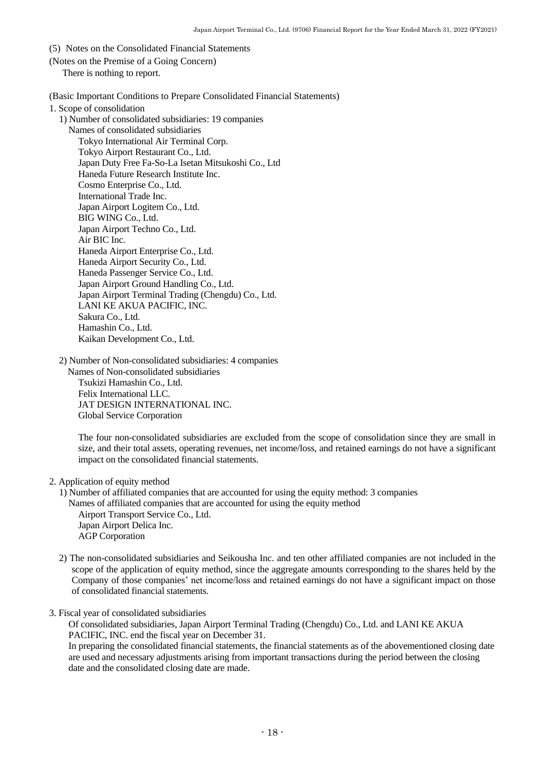## (5) Notes on the Consolidated Financial Statements

### (Notes on the Premise of a Going Concern)

There is nothing to report.

### (Basic Important Conditions to Prepare Consolidated Financial Statements)

1. Scope of consolidation

   1) Number of consolidated subsidiaries: 19 companies

   Names of consolidated subsidiaries

   Tokyo International Air Terminal Corp.
   Tokyo Airport Restaurant Co., Ltd.
   Japan Duty Free Fa-So-La Isetan Mitsukoshi Co., Ltd
   Haneda Future Research Institute Inc.
   Cosmo Enterprise Co., Ltd.
   International Trade Inc.
   Japan Airport Logitem Co., Ltd.
   BIG WING Co., Ltd.
   Japan Airport Techno Co., Ltd.
   Air BIC Inc.
   Haneda Airport Enterprise Co., Ltd.
   Haneda Airport Security Co., Ltd.
   Haneda Passenger Service Co., Ltd.
   Japan Airport Ground Handling Co., Ltd.
   Japan Airport Terminal Trading (Chengdu) Co., Ltd.
   LANI KE AKUA PACIFIC, INC.
   Sakura Co., Ltd.
   Hamashin Co., Ltd.
   Kaikan Development Co., Ltd.

   2) Number of Non-consolidated subsidiaries: 4 companies

   Names of Non-consolidated subsidiaries

   Tsukizi Hamashin Co., Ltd.
   Felix International LLC.
   JAT DESIGN INTERNATIONAL INC.
   Global Service Corporation

   The four non-consolidated subsidiaries are excluded from the scope of consolidation since they are small in size, and their total assets, operating revenues, net income/loss, and retained earnings do not have a significant impact on the consolidated financial statements.

2. Application of equity method

   1) Number of affiliated companies that are accounted for using the equity method: 3 companies

   Names of affiliated companies that are accounted for using the equity method

   Airport Transport Service Co., Ltd.
   Japan Airport Delica Inc.
   AGP Corporation

   2) The non-consolidated subsidiaries and Seikousha Inc. and ten other affiliated companies are not included in the scope of the application of equity method, since the aggregate amounts corresponding to the shares held by the Company of those companies' net income/loss and retained earnings do not have a significant impact on those of consolidated financial statements.

3. Fiscal year of consolidated subsidiaries

   Of consolidated subsidiaries, Japan Airport Terminal Trading (Chengdu) Co., Ltd. and LANI KE AKUA PACIFIC, INC. end the fiscal year on December 31.
   In preparing the consolidated financial statements, the financial statements as of the abovementioned closing date are used and necessary adjustments arising from important transactions during the period between the closing date and the consolidated closing date are made.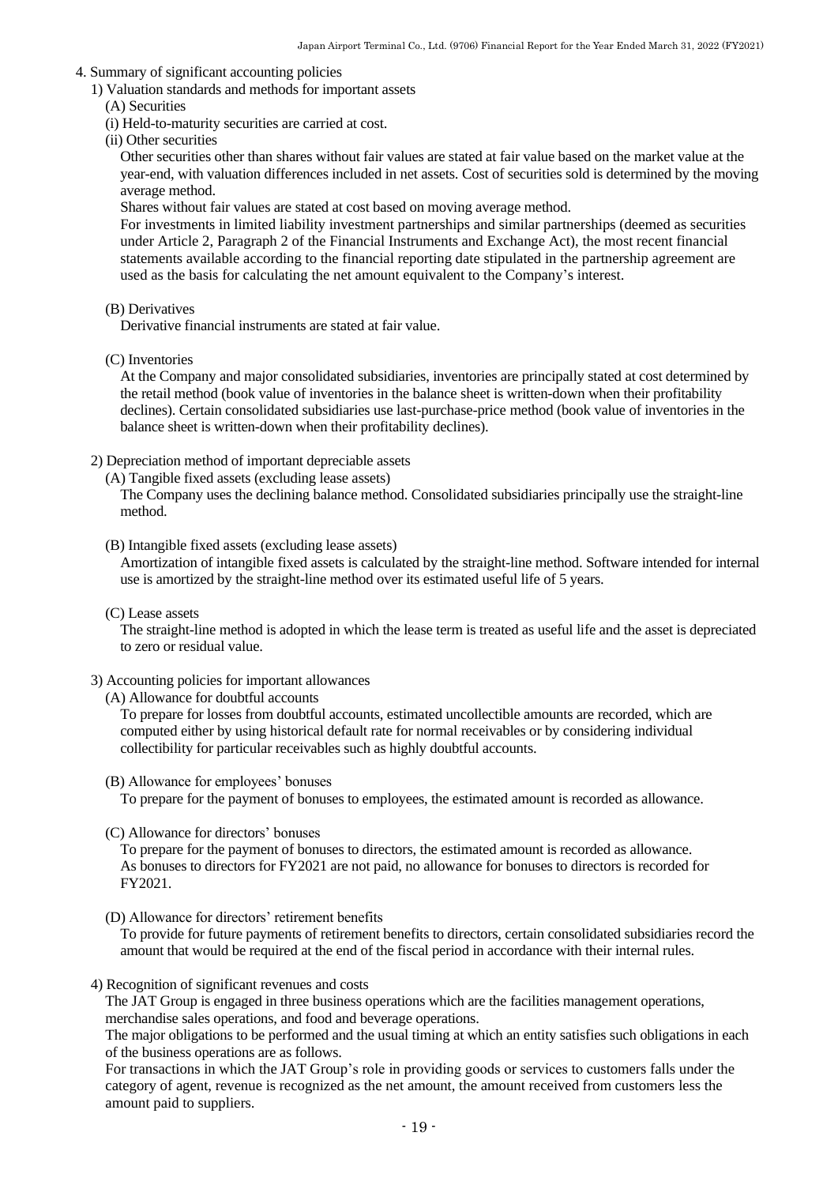4. Summary of significant accounting policies

1) Valuation standards and methods for important assets

(A) Securities

(i) Held-to-maturity securities are carried at cost.

(ii) Other securities

Other securities other than shares without fair values are stated at fair value based on the market value at the year-end, with valuation differences included in net assets. Cost of securities sold is determined by the moving average method.

Shares without fair values are stated at cost based on moving average method.

For investments in limited liability investment partnerships and similar partnerships (deemed as securities under Article 2, Paragraph 2 of the Financial Instruments and Exchange Act), the most recent financial statements available according to the financial reporting date stipulated in the partnership agreement are used as the basis for calculating the net amount equivalent to the Company's interest.

(B) Derivatives

Derivative financial instruments are stated at fair value.

(C) Inventories

At the Company and major consolidated subsidiaries, inventories are principally stated at cost determined by the retail method (book value of inventories in the balance sheet is written-down when their profitability declines). Certain consolidated subsidiaries use last-purchase-price method (book value of inventories in the balance sheet is written-down when their profitability declines).

2) Depreciation method of important depreciable assets

(A) Tangible fixed assets (excluding lease assets)

The Company uses the declining balance method. Consolidated subsidiaries principally use the straight-line method.

(B) Intangible fixed assets (excluding lease assets)

Amortization of intangible fixed assets is calculated by the straight-line method. Software intended for internal use is amortized by the straight-line method over its estimated useful life of 5 years.

(C) Lease assets

The straight-line method is adopted in which the lease term is treated as useful life and the asset is depreciated to zero or residual value.

3) Accounting policies for important allowances

(A) Allowance for doubtful accounts

To prepare for losses from doubtful accounts, estimated uncollectible amounts are recorded, which are computed either by using historical default rate for normal receivables or by considering individual collectibility for particular receivables such as highly doubtful accounts.

(B) Allowance for employees' bonuses

To prepare for the payment of bonuses to employees, the estimated amount is recorded as allowance.

(C) Allowance for directors' bonuses

To prepare for the payment of bonuses to directors, the estimated amount is recorded as allowance.
As bonuses to directors for FY2021 are not paid, no allowance for bonuses to directors is recorded for FY2021.

(D) Allowance for directors' retirement benefits

To provide for future payments of retirement benefits to directors, certain consolidated subsidiaries record the amount that would be required at the end of the fiscal period in accordance with their internal rules.

4) Recognition of significant revenues and costs

The JAT Group is engaged in three business operations which are the facilities management operations, merchandise sales operations, and food and beverage operations.

The major obligations to be performed and the usual timing at which an entity satisfies such obligations in each of the business operations are as follows.

For transactions in which the JAT Group's role in providing goods or services to customers falls under the category of agent, revenue is recognized as the net amount, the amount received from customers less the amount paid to suppliers.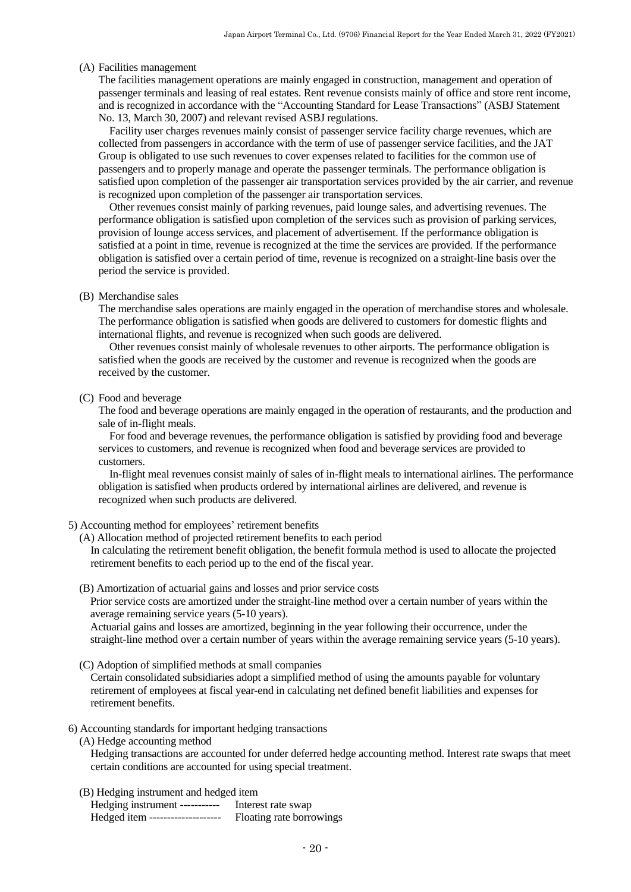(A) Facilities management

The facilities management operations are mainly engaged in construction, management and operation of passenger terminals and leasing of real estates. Rent revenue consists mainly of office and store rent income, and is recognized in accordance with the "Accounting Standard for Lease Transactions" (ASBJ Statement No. 13, March 30, 2007) and relevant revised ASBJ regulations.

Facility user charges revenues mainly consist of passenger service facility charge revenues, which are collected from passengers in accordance with the term of use of passenger service facilities, and the JAT Group is obligated to use such revenues to cover expenses related to facilities for the common use of passengers and to properly manage and operate the passenger terminals. The performance obligation is satisfied upon completion of the passenger air transportation services provided by the air carrier, and revenue is recognized upon completion of the passenger air transportation services.

Other revenues consist mainly of parking revenues, paid lounge sales, and advertising revenues. The performance obligation is satisfied upon completion of the services such as provision of parking services, provision of lounge access services, and placement of advertisement. If the performance obligation is satisfied at a point in time, revenue is recognized at the time the services are provided. If the performance obligation is satisfied over a certain period of time, revenue is recognized on a straight-line basis over the period the service is provided.

(B) Merchandise sales

The merchandise sales operations are mainly engaged in the operation of merchandise stores and wholesale. The performance obligation is satisfied when goods are delivered to customers for domestic flights and international flights, and revenue is recognized when such goods are delivered.

Other revenues consist mainly of wholesale revenues to other airports. The performance obligation is satisfied when the goods are received by the customer and revenue is recognized when the goods are received by the customer.

(C) Food and beverage

The food and beverage operations are mainly engaged in the operation of restaurants, and the production and sale of in-flight meals.

For food and beverage revenues, the performance obligation is satisfied by providing food and beverage services to customers, and revenue is recognized when food and beverage services are provided to customers.

In-flight meal revenues consist mainly of sales of in-flight meals to international airlines. The performance obligation is satisfied when products ordered by international airlines are delivered, and revenue is recognized when such products are delivered.

5) Accounting method for employees' retirement benefits

(A) Allocation method of projected retirement benefits to each period

In calculating the retirement benefit obligation, the benefit formula method is used to allocate the projected retirement benefits to each period up to the end of the fiscal year.

(B) Amortization of actuarial gains and losses and prior service costs

Prior service costs are amortized under the straight-line method over a certain number of years within the average remaining service years (5-10 years).

Actuarial gains and losses are amortized, beginning in the year following their occurrence, under the straight-line method over a certain number of years within the average remaining service years (5-10 years).

(C) Adoption of simplified methods at small companies

Certain consolidated subsidiaries adopt a simplified method of using the amounts payable for voluntary retirement of employees at fiscal year-end in calculating net defined benefit liabilities and expenses for retirement benefits.

6) Accounting standards for important hedging transactions

(A) Hedge accounting method

Hedging transactions are accounted for under deferred hedge accounting method. Interest rate swaps that meet certain conditions are accounted for using special treatment.

(B) Hedging instrument and hedged item

Hedging instrument ----------- Interest rate swap

Hedged item -------------------- Floating rate borrowings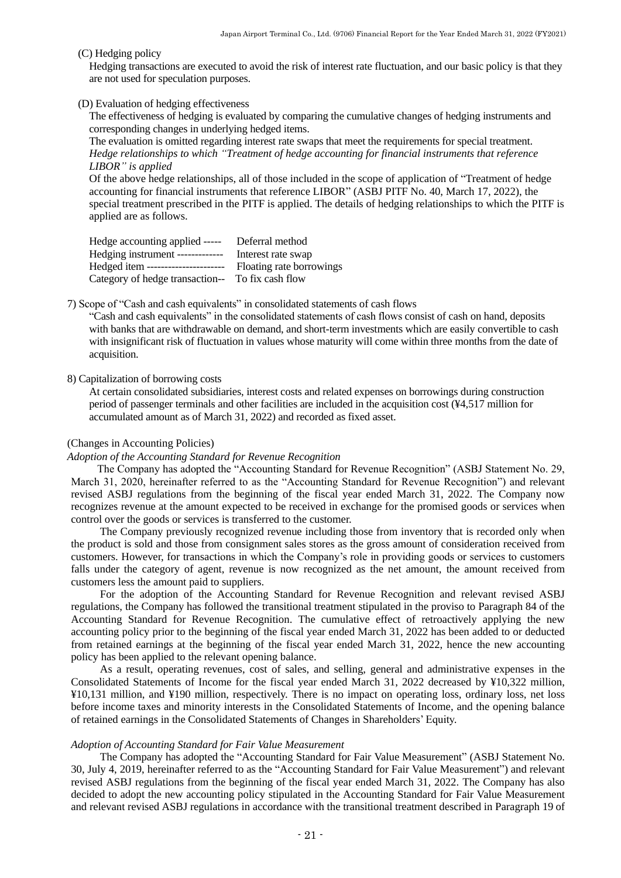(C) Hedging policy

Hedging transactions are executed to avoid the risk of interest rate fluctuation, and our basic policy is that they are not used for speculation purposes.

(D) Evaluation of hedging effectiveness

The effectiveness of hedging is evaluated by comparing the cumulative changes of hedging instruments and corresponding changes in underlying hedged items.

The evaluation is omitted regarding interest rate swaps that meet the requirements for special treatment.

*Hedge relationships to which "Treatment of hedge accounting for financial instruments that reference LIBOR" is applied*

Of the above hedge relationships, all of those included in the scope of application of "Treatment of hedge accounting for financial instruments that reference LIBOR" (ASBJ PITF No. 40, March 17, 2022), the special treatment prescribed in the PITF is applied. The details of hedging relationships to which the PITF is applied are as follows.

Hedge accounting applied ----- Deferral method
Hedging instrument ------------- Interest rate swap
Hedged item ---------------------- Floating rate borrowings
Category of hedge transaction-- To fix cash flow

7) Scope of "Cash and cash equivalents" in consolidated statements of cash flows

"Cash and cash equivalents" in the consolidated statements of cash flows consist of cash on hand, deposits with banks that are withdrawable on demand, and short-term investments which are easily convertible to cash with insignificant risk of fluctuation in values whose maturity will come within three months from the date of acquisition.

8) Capitalization of borrowing costs

At certain consolidated subsidiaries, interest costs and related expenses on borrowings during construction period of passenger terminals and other facilities are included in the acquisition cost (¥4,517 million for accumulated amount as of March 31, 2022) and recorded as fixed asset.

(Changes in Accounting Policies)

*Adoption of the Accounting Standard for Revenue Recognition*

The Company has adopted the "Accounting Standard for Revenue Recognition" (ASBJ Statement No. 29, March 31, 2020, hereinafter referred to as the "Accounting Standard for Revenue Recognition") and relevant revised ASBJ regulations from the beginning of the fiscal year ended March 31, 2022. The Company now recognizes revenue at the amount expected to be received in exchange for the promised goods or services when control over the goods or services is transferred to the customer.

The Company previously recognized revenue including those from inventory that is recorded only when the product is sold and those from consignment sales stores as the gross amount of consideration received from customers. However, for transactions in which the Company's role in providing goods or services to customers falls under the category of agent, revenue is now recognized as the net amount, the amount received from customers less the amount paid to suppliers.

For the adoption of the Accounting Standard for Revenue Recognition and relevant revised ASBJ regulations, the Company has followed the transitional treatment stipulated in the proviso to Paragraph 84 of the Accounting Standard for Revenue Recognition. The cumulative effect of retroactively applying the new accounting policy prior to the beginning of the fiscal year ended March 31, 2022 has been added to or deducted from retained earnings at the beginning of the fiscal year ended March 31, 2022, hence the new accounting policy has been applied to the relevant opening balance.

As a result, operating revenues, cost of sales, and selling, general and administrative expenses in the Consolidated Statements of Income for the fiscal year ended March 31, 2022 decreased by ¥10,322 million, ¥10,131 million, and ¥190 million, respectively. There is no impact on operating loss, ordinary loss, net loss before income taxes and minority interests in the Consolidated Statements of Income, and the opening balance of retained earnings in the Consolidated Statements of Changes in Shareholders' Equity.

*Adoption of Accounting Standard for Fair Value Measurement*

The Company has adopted the "Accounting Standard for Fair Value Measurement" (ASBJ Statement No. 30, July 4, 2019, hereinafter referred to as the "Accounting Standard for Fair Value Measurement") and relevant revised ASBJ regulations from the beginning of the fiscal year ended March 31, 2022. The Company has also decided to adopt the new accounting policy stipulated in the Accounting Standard for Fair Value Measurement and relevant revised ASBJ regulations in accordance with the transitional treatment described in Paragraph 19 of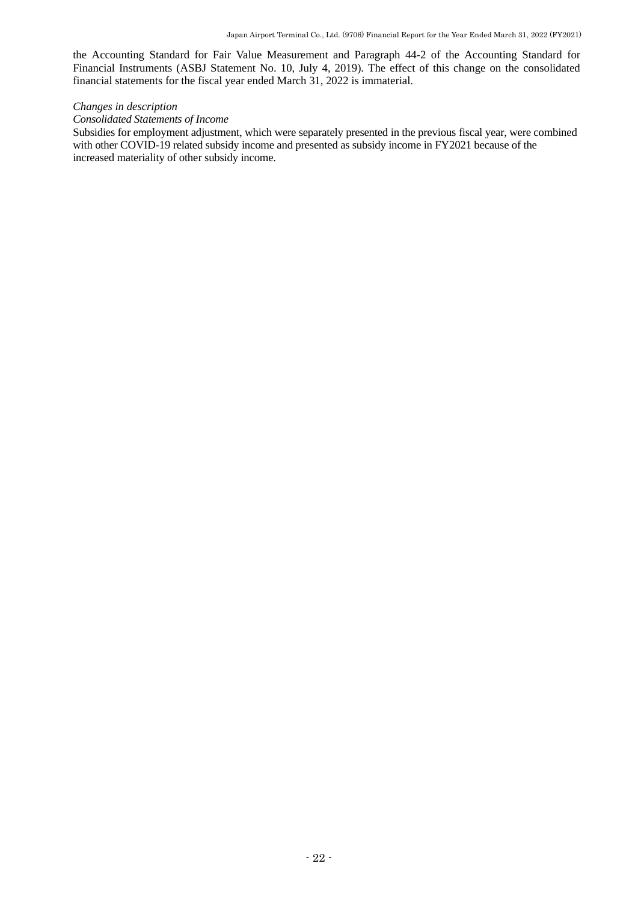the Accounting Standard for Fair Value Measurement and Paragraph 44-2 of the Accounting Standard for Financial Instruments (ASBJ Statement No. 10, July 4, 2019). The effect of this change on the consolidated financial statements for the fiscal year ended March 31, 2022 is immaterial.

*Changes in description*

*Consolidated Statements of Income*

Subsidies for employment adjustment, which were separately presented in the previous fiscal year, were combined with other COVID-19 related subsidy income and presented as subsidy income in FY2021 because of the increased materiality of other subsidy income.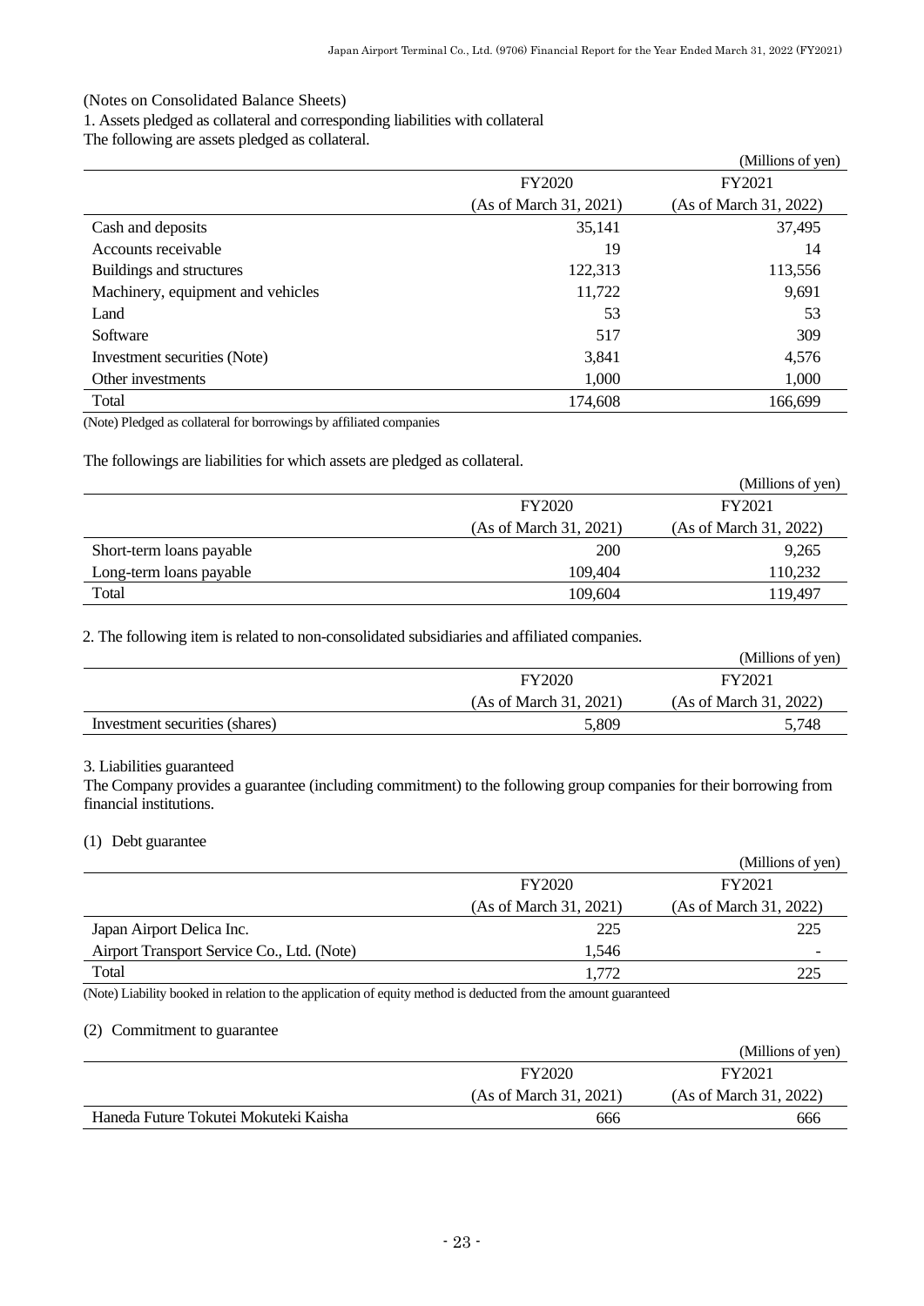(Notes on Consolidated Balance Sheets)

1. Assets pledged as collateral and corresponding liabilities with collateral

The following are assets pledged as collateral.

(Millions of yen)

| | FY2020 (As of March 31, 2021) | FY2021 (As of March 31, 2022) |
|---|---|---|
| Cash and deposits | 35,141 | 37,495 |
| Accounts receivable | 19 | 14 |
| Buildings and structures | 122,313 | 113,556 |
| Machinery, equipment and vehicles | 11,722 | 9,691 |
| Land | 53 | 53 |
| Software | 517 | 309 |
| Investment securities (Note) | 3,841 | 4,576 |
| Other investments | 1,000 | 1,000 |
| Total | 174,608 | 166,699 |

(Note) Pledged as collateral for borrowings by affiliated companies

The followings are liabilities for which assets are pledged as collateral.

(Millions of yen)

| | FY2020 (As of March 31, 2021) | FY2021 (As of March 31, 2022) |
|---|---|---|
| Short-term loans payable | 200 | 9,265 |
| Long-term loans payable | 109,404 | 110,232 |
| Total | 109,604 | 119,497 |

2. The following item is related to non-consolidated subsidiaries and affiliated companies.

(Millions of yen)

| | FY2020 (As of March 31, 2021) | FY2021 (As of March 31, 2022) |
|---|---|---|
| Investment securities (shares) | 5,809 | 5,748 |

3. Liabilities guaranteed

The Company provides a guarantee (including commitment) to the following group companies for their borrowing from financial institutions.

(1) Debt guarantee

(Millions of yen)

| | FY2020 (As of March 31, 2021) | FY2021 (As of March 31, 2022) |
|---|---|---|
| Japan Airport Delica Inc. | 225 | 225 |
| Airport Transport Service Co., Ltd. (Note) | 1,546 | - |
| Total | 1,772 | 225 |

(Note) Liability booked in relation to the application of equity method is deducted from the amount guaranteed

(2) Commitment to guarantee

(Millions of yen)

| | FY2020 (As of March 31, 2021) | FY2021 (As of March 31, 2022) |
|---|---|---|
| Haneda Future Tokutei Mokuteki Kaisha | 666 | 666 |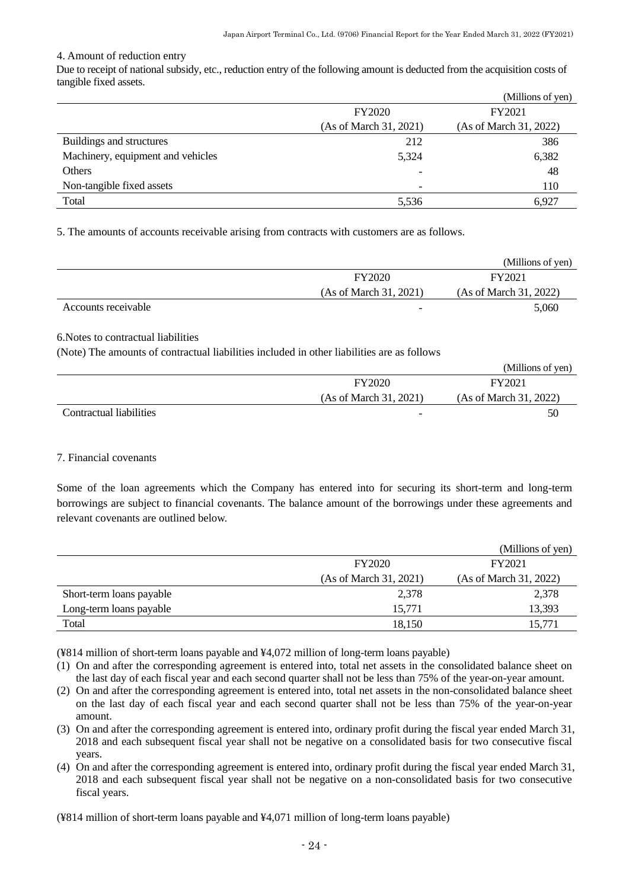4. Amount of reduction entry

Due to receipt of national subsidy, etc., reduction entry of the following amount is deducted from the acquisition costs of tangible fixed assets.

(Millions of yen)

| | FY2020 (As of March 31, 2021) | FY2021 (As of March 31, 2022) |
|---|---|---|
| Buildings and structures | 212 | 386 |
| Machinery, equipment and vehicles | 5,324 | 6,382 |
| Others | - | 48 |
| Non-tangible fixed assets | - | 110 |
| Total | 5,536 | 6,927 |

5. The amounts of accounts receivable arising from contracts with customers are as follows.

(Millions of yen)

| | FY2020 (As of March 31, 2021) | FY2021 (As of March 31, 2022) |
|---|---|---|
| Accounts receivable | - | 5,060 |

6.Notes to contractual liabilities

(Note) The amounts of contractual liabilities included in other liabilities are as follows

(Millions of yen)

| | FY2020 (As of March 31, 2021) | FY2021 (As of March 31, 2022) |
|---|---|---|
| Contractual liabilities | - | 50 |

7. Financial covenants

Some of the loan agreements which the Company has entered into for securing its short-term and long-term borrowings are subject to financial covenants. The balance amount of the borrowings under these agreements and relevant covenants are outlined below.

(Millions of yen)

| | FY2020 (As of March 31, 2021) | FY2021 (As of March 31, 2022) |
|---|---|---|
| Short-term loans payable | 2,378 | 2,378 |
| Long-term loans payable | 15,771 | 13,393 |
| Total | 18,150 | 15,771 |

(¥814 million of short-term loans payable and ¥4,072 million of long-term loans payable)

(1) On and after the corresponding agreement is entered into, total net assets in the consolidated balance sheet on the last day of each fiscal year and each second quarter shall not be less than 75% of the year-on-year amount.
(2) On and after the corresponding agreement is entered into, total net assets in the non-consolidated balance sheet on the last day of each fiscal year and each second quarter shall not be less than 75% of the year-on-year amount.
(3) On and after the corresponding agreement is entered into, ordinary profit during the fiscal year ended March 31, 2018 and each subsequent fiscal year shall not be negative on a consolidated basis for two consecutive fiscal years.
(4) On and after the corresponding agreement is entered into, ordinary profit during the fiscal year ended March 31, 2018 and each subsequent fiscal year shall not be negative on a non-consolidated basis for two consecutive fiscal years.

(¥814 million of short-term loans payable and ¥4,071 million of long-term loans payable)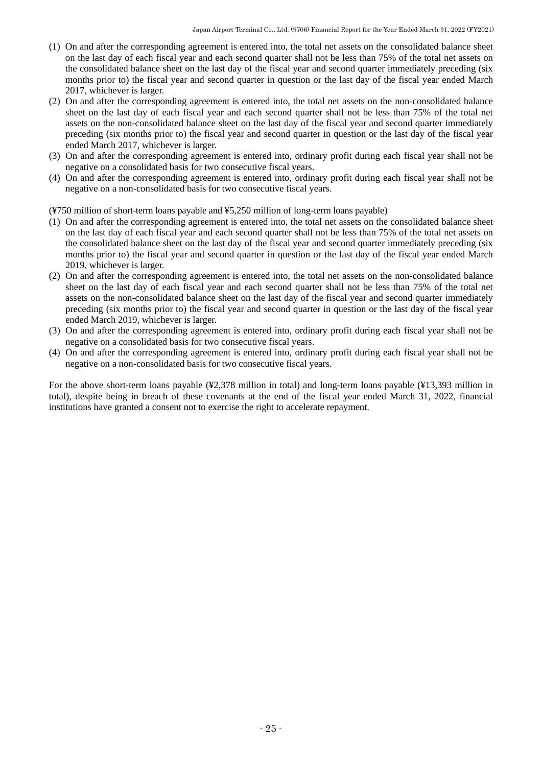(1) On and after the corresponding agreement is entered into, the total net assets on the consolidated balance sheet on the last day of each fiscal year and each second quarter shall not be less than 75% of the total net assets on the consolidated balance sheet on the last day of the fiscal year and second quarter immediately preceding (six months prior to) the fiscal year and second quarter in question or the last day of the fiscal year ended March 2017, whichever is larger.
(2) On and after the corresponding agreement is entered into, the total net assets on the non-consolidated balance sheet on the last day of each fiscal year and each second quarter shall not be less than 75% of the total net assets on the non-consolidated balance sheet on the last day of the fiscal year and second quarter immediately preceding (six months prior to) the fiscal year and second quarter in question or the last day of the fiscal year ended March 2017, whichever is larger.
(3) On and after the corresponding agreement is entered into, ordinary profit during each fiscal year shall not be negative on a consolidated basis for two consecutive fiscal years.
(4) On and after the corresponding agreement is entered into, ordinary profit during each fiscal year shall not be negative on a non-consolidated basis for two consecutive fiscal years.

(¥750 million of short-term loans payable and ¥5,250 million of long-term loans payable)
(1) On and after the corresponding agreement is entered into, the total net assets on the consolidated balance sheet on the last day of each fiscal year and each second quarter shall not be less than 75% of the total net assets on the consolidated balance sheet on the last day of the fiscal year and second quarter immediately preceding (six months prior to) the fiscal year and second quarter in question or the last day of the fiscal year ended March 2019, whichever is larger.
(2) On and after the corresponding agreement is entered into, the total net assets on the non-consolidated balance sheet on the last day of each fiscal year and each second quarter shall not be less than 75% of the total net assets on the non-consolidated balance sheet on the last day of the fiscal year and second quarter immediately preceding (six months prior to) the fiscal year and second quarter in question or the last day of the fiscal year ended March 2019, whichever is larger.
(3) On and after the corresponding agreement is entered into, ordinary profit during each fiscal year shall not be negative on a consolidated basis for two consecutive fiscal years.
(4) On and after the corresponding agreement is entered into, ordinary profit during each fiscal year shall not be negative on a non-consolidated basis for two consecutive fiscal years.

For the above short-term loans payable (¥2,378 million in total) and long-term loans payable (¥13,393 million in total), despite being in breach of these covenants at the end of the fiscal year ended March 31, 2022, financial institutions have granted a consent not to exercise the right to accelerate repayment.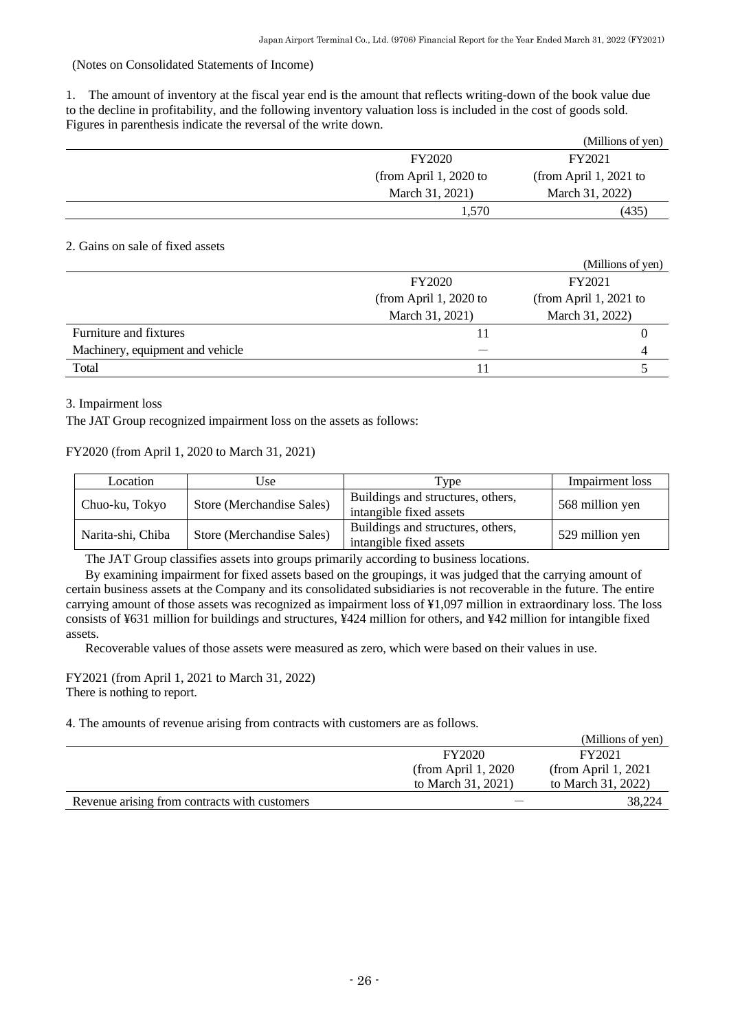(Notes on Consolidated Statements of Income)

1. The amount of inventory at the fiscal year end is the amount that reflects writing-down of the book value due to the decline in profitability, and the following inventory valuation loss is included in the cost of goods sold. Figures in parenthesis indicate the reversal of the write down.

(Millions of yen)

| | FY2020 (from April 1, 2020 to March 31, 2021) | FY2021 (from April 1, 2021 to March 31, 2022) |
|---|---|---|
| | 1,570 | (435) |

2. Gains on sale of fixed assets

(Millions of yen)

| | FY2020 (from April 1, 2020 to March 31, 2021) | FY2021 (from April 1, 2021 to March 31, 2022) |
|---|---|---|
| Furniture and fixtures | 11 | 0 |
| Machinery, equipment and vehicle | ― | 4 |
| Total | 11 | 5 |

3. Impairment loss

The JAT Group recognized impairment loss on the assets as follows:

FY2020 (from April 1, 2020 to March 31, 2021)

| Location | Use | Type | Impairment loss |
|---|---|---|---|
| Chuo-ku, Tokyo | Store (Merchandise Sales) | Buildings and structures, others, intangible fixed assets | 568 million yen |
| Narita-shi, Chiba | Store (Merchandise Sales) | Buildings and structures, others, intangible fixed assets | 529 million yen |

The JAT Group classifies assets into groups primarily according to business locations.

By examining impairment for fixed assets based on the groupings, it was judged that the carrying amount of certain business assets at the Company and its consolidated subsidiaries is not recoverable in the future. The entire carrying amount of those assets was recognized as impairment loss of ¥1,097 million in extraordinary loss. The loss consists of ¥631 million for buildings and structures, ¥424 million for others, and ¥42 million for intangible fixed assets.

Recoverable values of those assets were measured as zero, which were based on their values in use.

FY2021 (from April 1, 2021 to March 31, 2022)
There is nothing to report.

4. The amounts of revenue arising from contracts with customers are as follows.

(Millions of yen)

| | FY2020 (from April 1, 2020 to March 31, 2021) | FY2021 (from April 1, 2021 to March 31, 2022) |
|---|---|---|
| Revenue arising from contracts with customers | ― | 38,224 |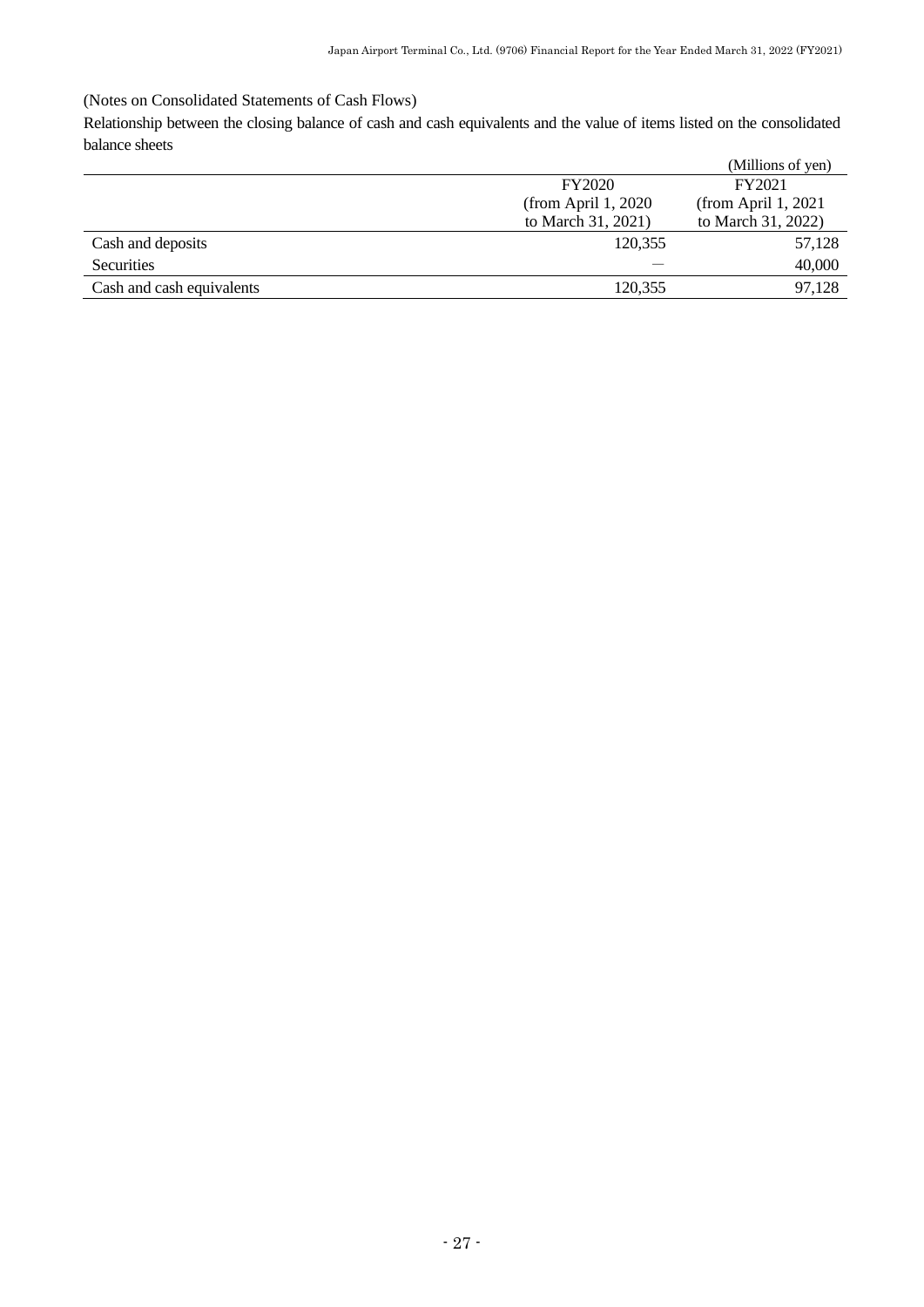(Notes on Consolidated Statements of Cash Flows)

Relationship between the closing balance of cash and cash equivalents and the value of items listed on the consolidated balance sheets

(Millions of yen)

| | FY2020 (from April 1, 2020 to March 31, 2021) | FY2021 (from April 1, 2021 to March 31, 2022) |
|---|---|---|
| Cash and deposits | 120,355 | 57,128 |
| Securities | ― | 40,000 |
| Cash and cash equivalents | 120,355 | 97,128 |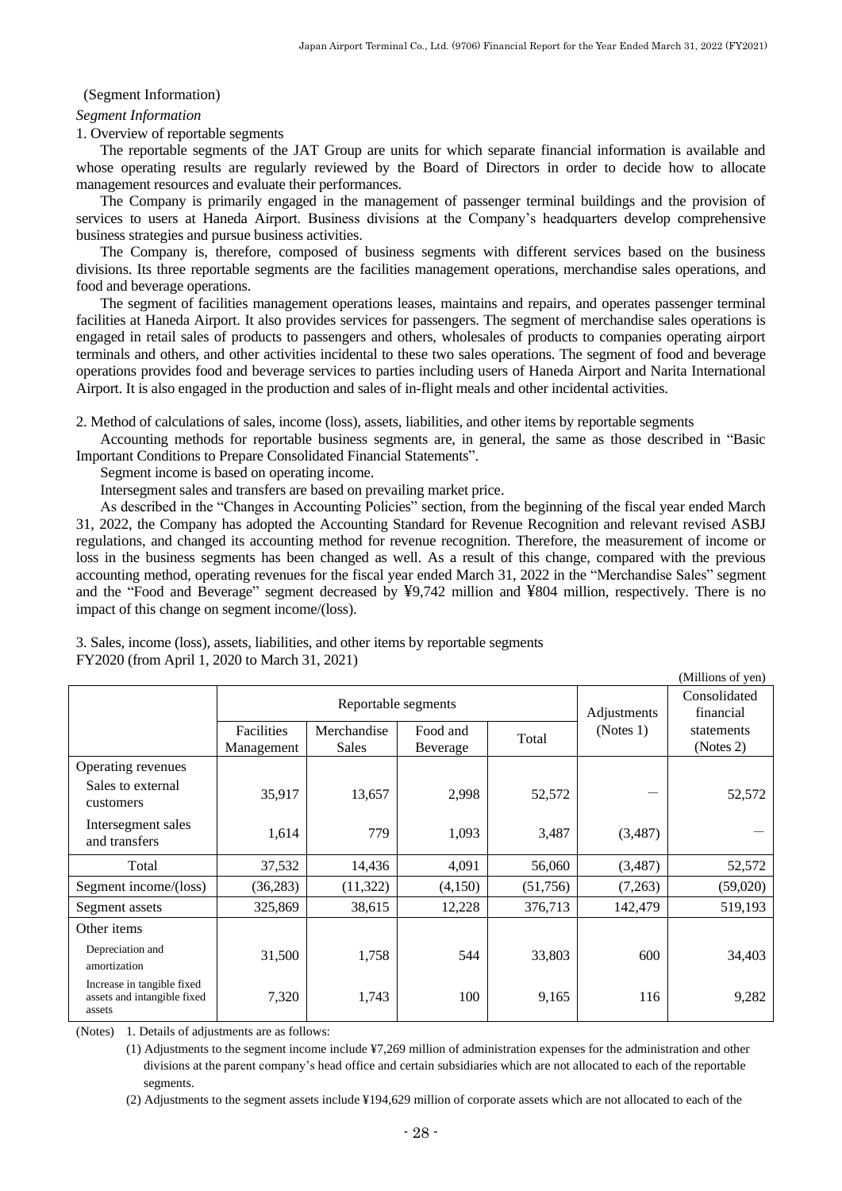(Segment Information)

*Segment Information*

1. Overview of reportable segments

The reportable segments of the JAT Group are units for which separate financial information is available and whose operating results are regularly reviewed by the Board of Directors in order to decide how to allocate management resources and evaluate their performances.

The Company is primarily engaged in the management of passenger terminal buildings and the provision of services to users at Haneda Airport. Business divisions at the Company's headquarters develop comprehensive business strategies and pursue business activities.

The Company is, therefore, composed of business segments with different services based on the business divisions. Its three reportable segments are the facilities management operations, merchandise sales operations, and food and beverage operations.

The segment of facilities management operations leases, maintains and repairs, and operates passenger terminal facilities at Haneda Airport. It also provides services for passengers. The segment of merchandise sales operations is engaged in retail sales of products to passengers and others, wholesales of products to companies operating airport terminals and others, and other activities incidental to these two sales operations. The segment of food and beverage operations provides food and beverage services to parties including users of Haneda Airport and Narita International Airport. It is also engaged in the production and sales of in-flight meals and other incidental activities.

2. Method of calculations of sales, income (loss), assets, liabilities, and other items by reportable segments

Accounting methods for reportable business segments are, in general, the same as those described in "Basic Important Conditions to Prepare Consolidated Financial Statements".

Segment income is based on operating income.

Intersegment sales and transfers are based on prevailing market price.

As described in the "Changes in Accounting Policies" section, from the beginning of the fiscal year ended March 31, 2022, the Company has adopted the Accounting Standard for Revenue Recognition and relevant revised ASBJ regulations, and changed its accounting method for revenue recognition. Therefore, the measurement of income or loss in the business segments has been changed as well. As a result of this change, compared with the previous accounting method, operating revenues for the fiscal year ended March 31, 2022 in the "Merchandise Sales" segment and the "Food and Beverage" segment decreased by ¥9,742 million and ¥804 million, respectively. There is no impact of this change on segment income/(loss).

3. Sales, income (loss), assets, liabilities, and other items by reportable segments

FY2020 (from April 1, 2020 to March 31, 2021)

(Millions of yen)

| | Reportable segments | | | | Adjustments (Notes 1) | Consolidated financial statements (Notes 2) |
|---|---|---|---|---|---|---|
| | Facilities Management | Merchandise Sales | Food and Beverage | Total | | |
| Operating revenues | | | | | | |
| Sales to external customers | 35,917 | 13,657 | 2,998 | 52,572 | — | 52,572 |
| Intersegment sales and transfers | 1,614 | 779 | 1,093 | 3,487 | (3,487) | — |
| Total | 37,532 | 14,436 | 4,091 | 56,060 | (3,487) | 52,572 |
| Segment income/(loss) | (36,283) | (11,322) | (4,150) | (51,756) | (7,263) | (59,020) |
| Segment assets | 325,869 | 38,615 | 12,228 | 376,713 | 142,479 | 519,193 |
| Other items | | | | | | |
| Depreciation and amortization | 31,500 | 1,758 | 544 | 33,803 | 600 | 34,403 |
| Increase in tangible fixed assets and intangible fixed assets | 7,320 | 1,743 | 100 | 9,165 | 116 | 9,282 |

(Notes) 1. Details of adjustments are as follows:

(1) Adjustments to the segment income include ¥7,269 million of administration expenses for the administration and other divisions at the parent company's head office and certain subsidiaries which are not allocated to each of the reportable segments.

(2) Adjustments to the segment assets include ¥194,629 million of corporate assets which are not allocated to each of the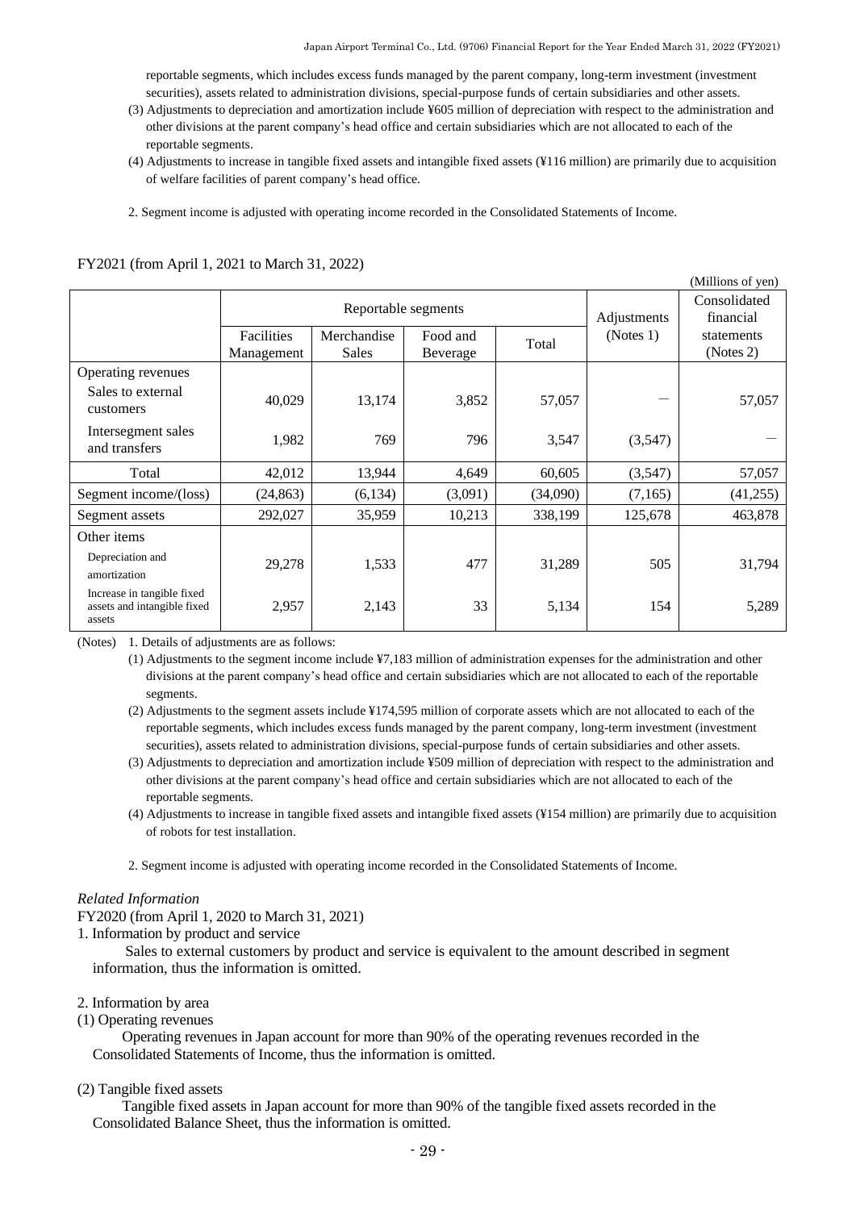reportable segments, which includes excess funds managed by the parent company, long-term investment (investment securities), assets related to administration divisions, special-purpose funds of certain subsidiaries and other assets.

(3) Adjustments to depreciation and amortization include ¥605 million of depreciation with respect to the administration and other divisions at the parent company's head office and certain subsidiaries which are not allocated to each of the reportable segments.

(4) Adjustments to increase in tangible fixed assets and intangible fixed assets (¥116 million) are primarily due to acquisition of welfare facilities of parent company's head office.

2. Segment income is adjusted with operating income recorded in the Consolidated Statements of Income.

FY2021 (from April 1, 2021 to March 31, 2022)

(Millions of yen)

| | Reportable segments | | | | Adjustments (Notes 1) | Consolidated financial statements (Notes 2) |
|---|---|---|---|---|---|---|
| | Facilities Management | Merchandise Sales | Food and Beverage | Total | | |
| Operating revenues | | | | | | |
| Sales to external customers | 40,029 | 13,174 | 3,852 | 57,057 | — | 57,057 |
| Intersegment sales and transfers | 1,982 | 769 | 796 | 3,547 | (3,547) | — |
| Total | 42,012 | 13,944 | 4,649 | 60,605 | (3,547) | 57,057 |
| Segment income/(loss) | (24,863) | (6,134) | (3,091) | (34,090) | (7,165) | (41,255) |
| Segment assets | 292,027 | 35,959 | 10,213 | 338,199 | 125,678 | 463,878 |
| Other items | | | | | | |
| Depreciation and amortization | 29,278 | 1,533 | 477 | 31,289 | 505 | 31,794 |
| Increase in tangible fixed assets and intangible fixed assets | 2,957 | 2,143 | 33 | 5,134 | 154 | 5,289 |

(Notes) 1. Details of adjustments are as follows:

(1) Adjustments to the segment income include ¥7,183 million of administration expenses for the administration and other divisions at the parent company's head office and certain subsidiaries which are not allocated to each of the reportable segments.

(2) Adjustments to the segment assets include ¥174,595 million of corporate assets which are not allocated to each of the reportable segments, which includes excess funds managed by the parent company, long-term investment (investment securities), assets related to administration divisions, special-purpose funds of certain subsidiaries and other assets.

(3) Adjustments to depreciation and amortization include ¥509 million of depreciation with respect to the administration and other divisions at the parent company's head office and certain subsidiaries which are not allocated to each of the reportable segments.

(4) Adjustments to increase in tangible fixed assets and intangible fixed assets (¥154 million) are primarily due to acquisition of robots for test installation.

2. Segment income is adjusted with operating income recorded in the Consolidated Statements of Income.

*Related Information*

FY2020 (from April 1, 2020 to March 31, 2021)

1. Information by product and service

Sales to external customers by product and service is equivalent to the amount described in segment information, thus the information is omitted.

2. Information by area

(1) Operating revenues

Operating revenues in Japan account for more than 90% of the operating revenues recorded in the Consolidated Statements of Income, thus the information is omitted.

(2) Tangible fixed assets

Tangible fixed assets in Japan account for more than 90% of the tangible fixed assets recorded in the Consolidated Balance Sheet, thus the information is omitted.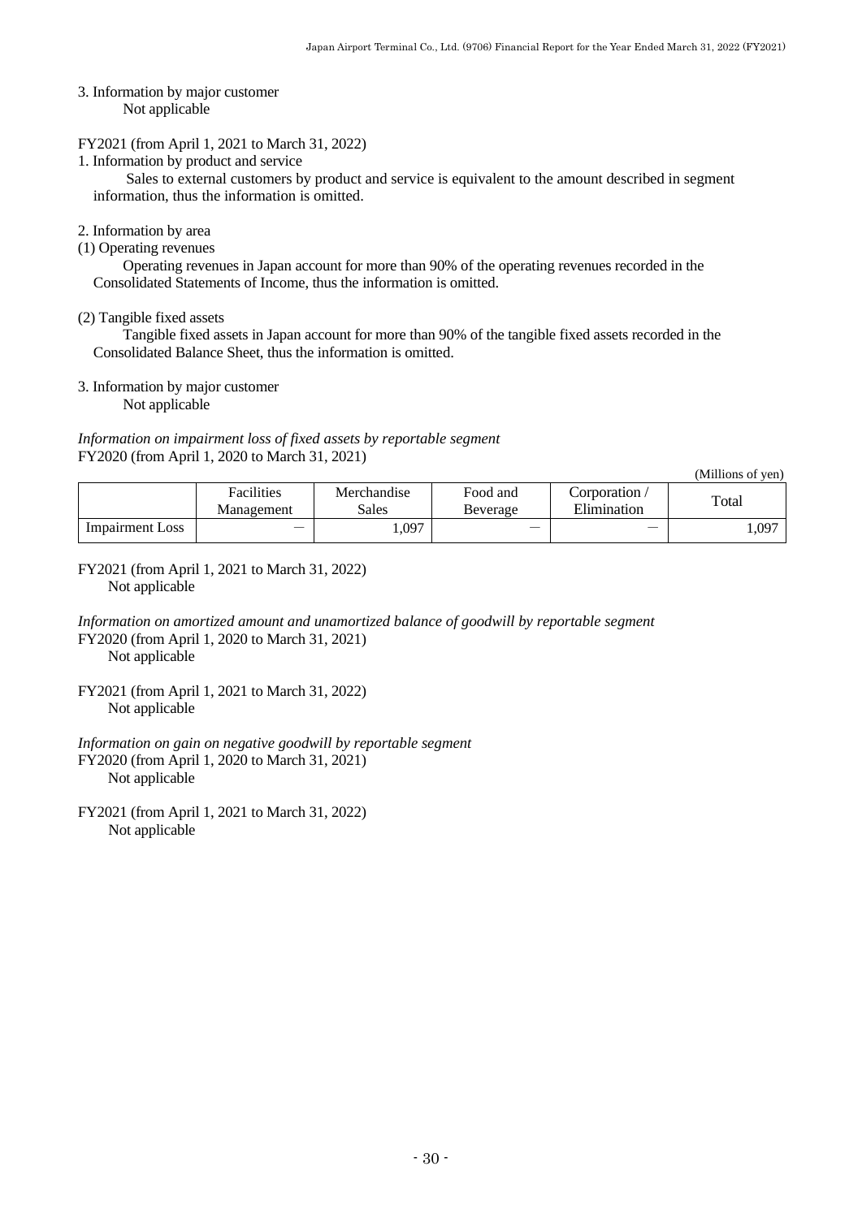3. Information by major customer

Not applicable

FY2021 (from April 1, 2021 to March 31, 2022)

1. Information by product and service

Sales to external customers by product and service is equivalent to the amount described in segment information, thus the information is omitted.

2. Information by area

(1) Operating revenues

Operating revenues in Japan account for more than 90% of the operating revenues recorded in the Consolidated Statements of Income, thus the information is omitted.

(2) Tangible fixed assets

Tangible fixed assets in Japan account for more than 90% of the tangible fixed assets recorded in the Consolidated Balance Sheet, thus the information is omitted.

3. Information by major customer

Not applicable

*Information on impairment loss of fixed assets by reportable segment*

FY2020 (from April 1, 2020 to March 31, 2021)

(Millions of yen)

| | Facilities Management | Merchandise Sales | Food and Beverage | Corporation / Elimination | Total |
|---|---|---|---|---|---|
| Impairment Loss | — | 1,097 | — | — | 1,097 |

FY2021 (from April 1, 2021 to March 31, 2022)

Not applicable

*Information on amortized amount and unamortized balance of goodwill by reportable segment*

FY2020 (from April 1, 2020 to March 31, 2021)

Not applicable

FY2021 (from April 1, 2021 to March 31, 2022)

Not applicable

*Information on gain on negative goodwill by reportable segment*

FY2020 (from April 1, 2020 to March 31, 2021)

Not applicable

FY2021 (from April 1, 2021 to March 31, 2022)

Not applicable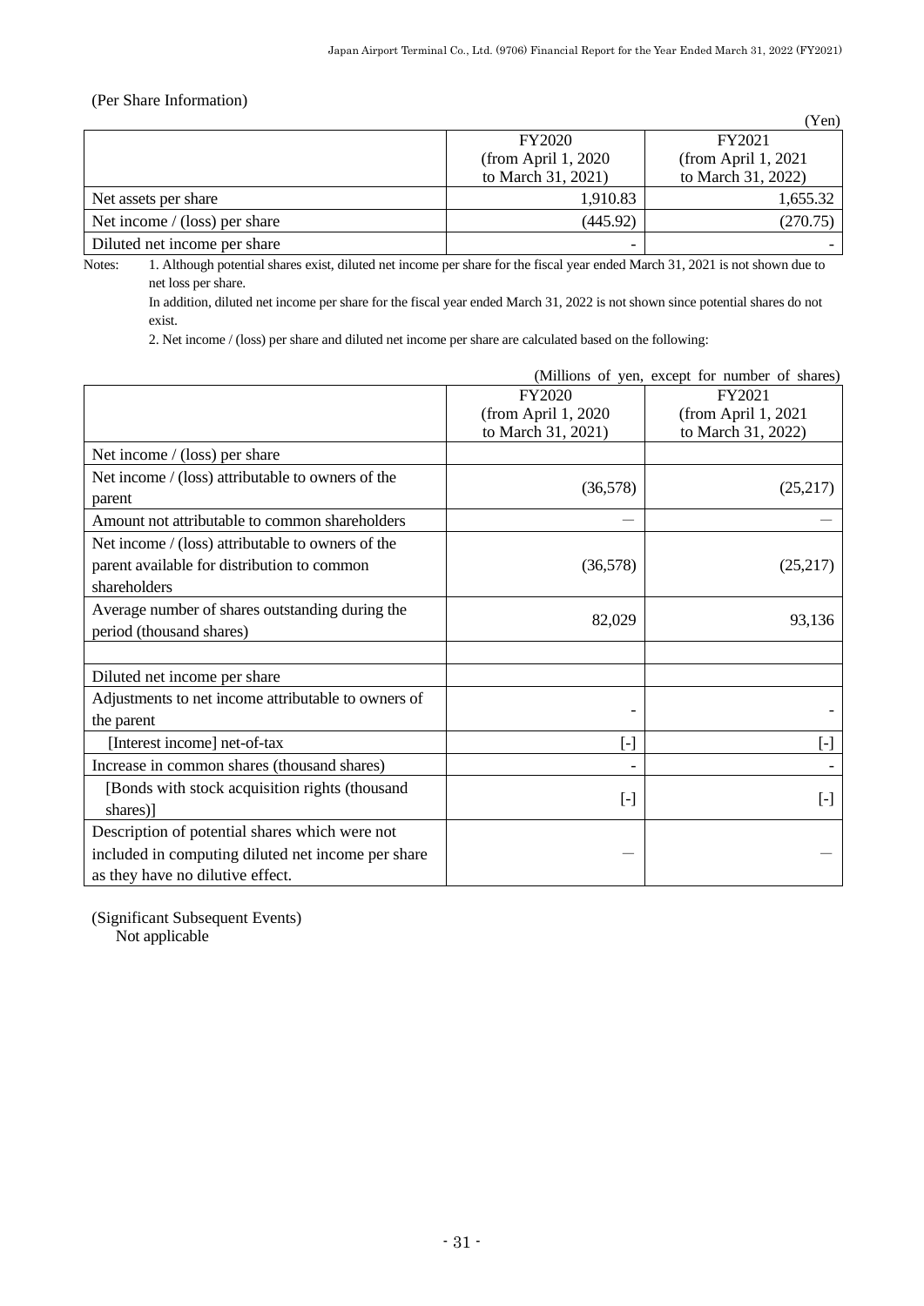(Per Share Information)

(Yen)

| | FY2020 (from April 1, 2020 to March 31, 2021) | FY2021 (from April 1, 2021 to March 31, 2022) |
|---|---|---|
| Net assets per share | 1,910.83 | 1,655.32 |
| Net income / (loss) per share | (445.92) | (270.75) |
| Diluted net income per share | - | - |

Notes: 1. Although potential shares exist, diluted net income per share for the fiscal year ended March 31, 2021 is not shown due to net loss per share.

In addition, diluted net income per share for the fiscal year ended March 31, 2022 is not shown since potential shares do not exist.

2. Net income / (loss) per share and diluted net income per share are calculated based on the following:

(Millions of yen, except for number of shares)

| | FY2020 (from April 1, 2020 to March 31, 2021) | FY2021 (from April 1, 2021 to March 31, 2022) |
|---|---|---|
| Net income / (loss) per share | | |
| Net income / (loss) attributable to owners of the parent | (36,578) | (25,217) |
| Amount not attributable to common shareholders | — | — |
| Net income / (loss) attributable to owners of the parent available for distribution to common shareholders | (36,578) | (25,217) |
| Average number of shares outstanding during the period (thousand shares) | 82,029 | 93,136 |
| | | |
| Diluted net income per share | | |
| Adjustments to net income attributable to owners of the parent | - | - |
| [Interest income] net-of-tax | [-] | [-] |
| Increase in common shares (thousand shares) | - | - |
| [Bonds with stock acquisition rights (thousand shares)] | [-] | [-] |
| Description of potential shares which were not included in computing diluted net income per share as they have no dilutive effect. | — | — |

(Significant Subsequent Events)

Not applicable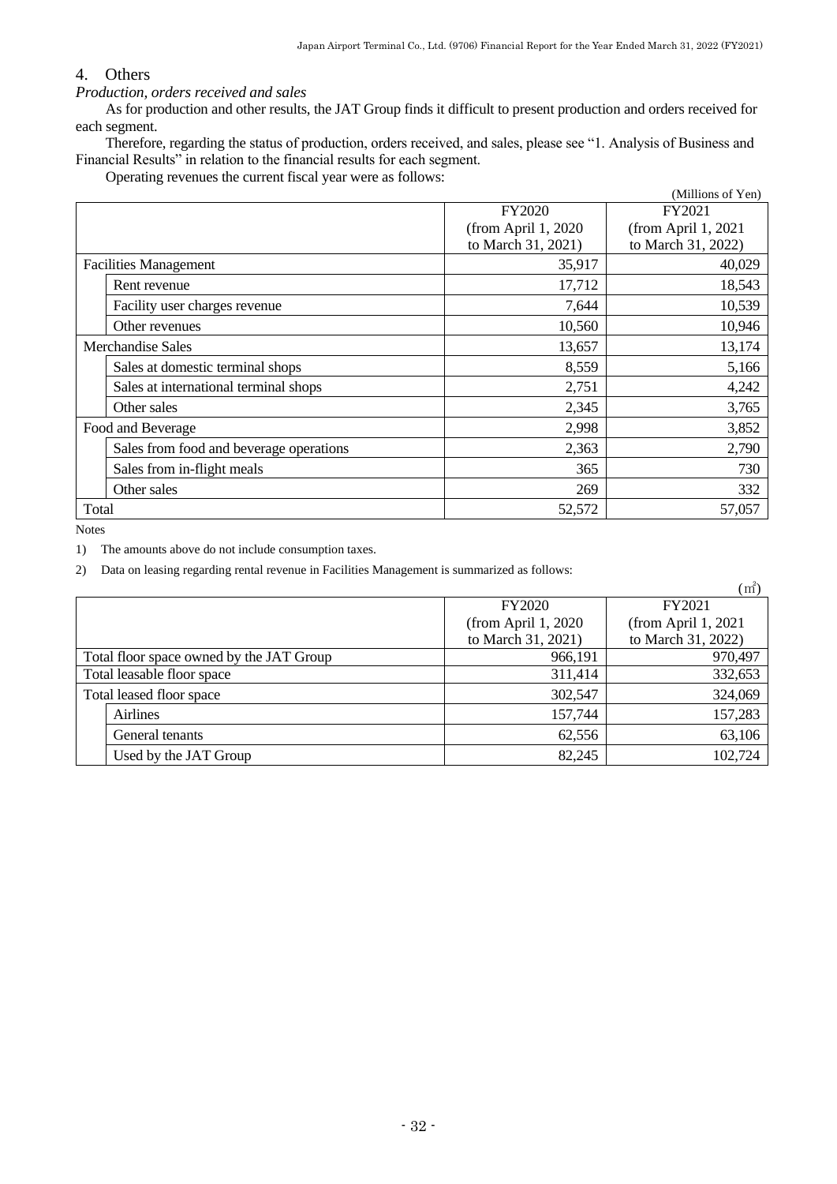## 4. Others

*Production, orders received and sales*

As for production and other results, the JAT Group finds it difficult to present production and orders received for each segment.

Therefore, regarding the status of production, orders received, and sales, please see "1. Analysis of Business and Financial Results" in relation to the financial results for each segment.

Operating revenues the current fiscal year were as follows:

(Millions of Yen)

| | | FY2020 (from April 1, 2020 to March 31, 2021) | FY2021 (from April 1, 2021 to March 31, 2022) |
|---|---|---|---|
| Facilities Management | | 35,917 | 40,029 |
| | Rent revenue | 17,712 | 18,543 |
| | Facility user charges revenue | 7,644 | 10,539 |
| | Other revenues | 10,560 | 10,946 |
| Merchandise Sales | | 13,657 | 13,174 |
| | Sales at domestic terminal shops | 8,559 | 5,166 |
| | Sales at international terminal shops | 2,751 | 4,242 |
| | Other sales | 2,345 | 3,765 |
| Food and Beverage | | 2,998 | 3,852 |
| | Sales from food and beverage operations | 2,363 | 2,790 |
| | Sales from in-flight meals | 365 | 730 |
| | Other sales | 269 | 332 |
| Total | | 52,572 | 57,057 |

Notes

1) The amounts above do not include consumption taxes.

2) Data on leasing regarding rental revenue in Facilities Management is summarized as follows:

($m^2$)

| | | FY2020 (from April 1, 2020 to March 31, 2021) | FY2021 (from April 1, 2021 to March 31, 2022) |
|---|---|---|---|
| Total floor space owned by the JAT Group | | 966,191 | 970,497 |
| Total leasable floor space | | 311,414 | 332,653 |
| Total leased floor space | | 302,547 | 324,069 |
| | Airlines | 157,744 | 157,283 |
| | General tenants | 62,556 | 63,106 |
| | Used by the JAT Group | 82,245 | 102,724 |